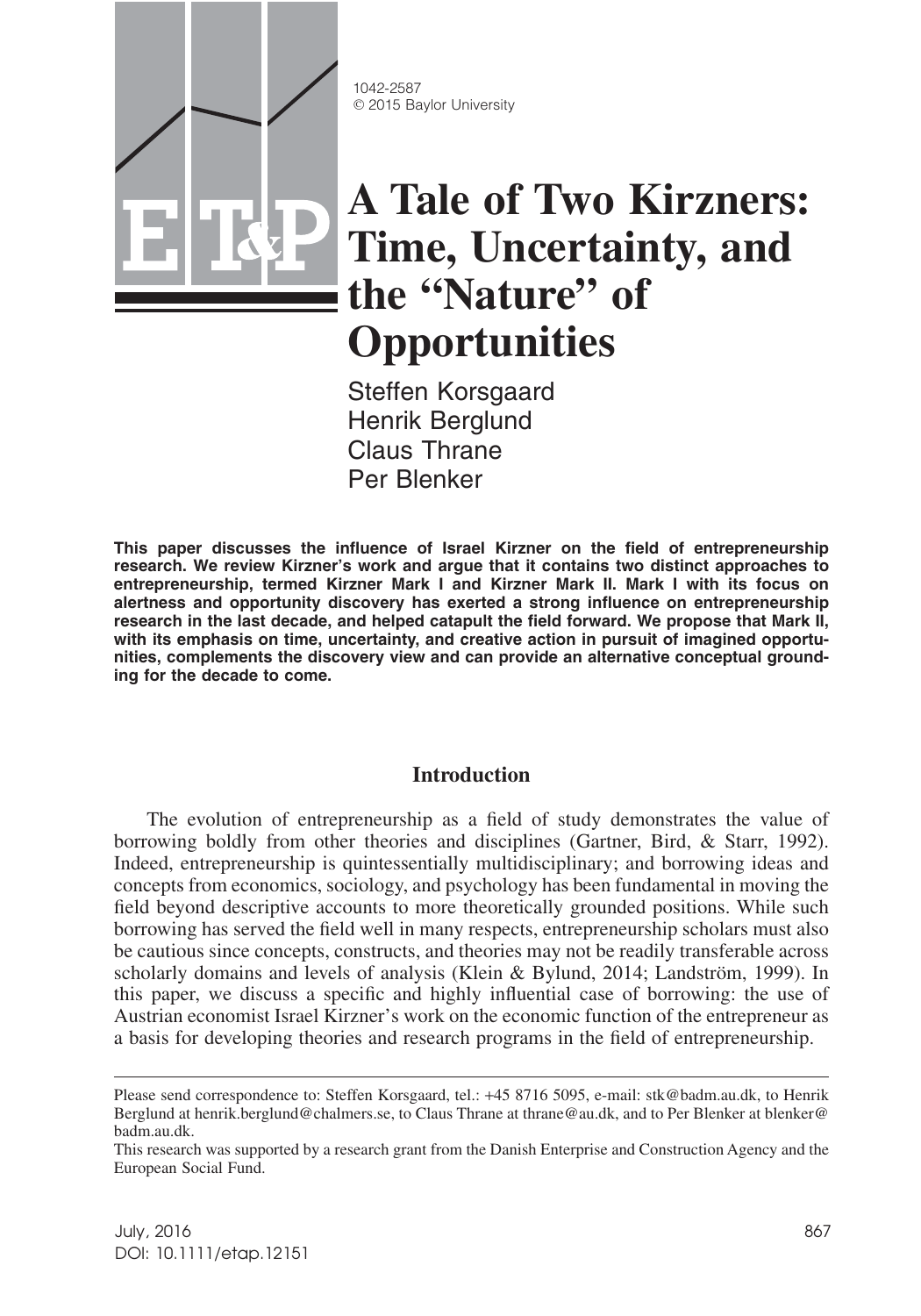1042-2587
© 2015 Baylor University

# A Tale of Two Kirzners: Time, Uncertainty, and the "Nature" of Opportunities

Steffen Korsgaard
Henrik Berglund
Claus Thrane
Per Blenker

**This paper discusses the influence of Israel Kirzner on the field of entrepreneurship research. We review Kirzner's work and argue that it contains two distinct approaches to entrepreneurship, termed Kirzner Mark I and Kirzner Mark II. Mark I with its focus on alertness and opportunity discovery has exerted a strong influence on entrepreneurship research in the last decade, and helped catapult the field forward. We propose that Mark II, with its emphasis on time, uncertainty, and creative action in pursuit of imagined opportunities, complements the discovery view and can provide an alternative conceptual grounding for the decade to come.**

## Introduction

The evolution of entrepreneurship as a field of study demonstrates the value of borrowing boldly from other theories and disciplines (Gartner, Bird, & Starr, 1992). Indeed, entrepreneurship is quintessentially multidisciplinary; and borrowing ideas and concepts from economics, sociology, and psychology has been fundamental in moving the field beyond descriptive accounts to more theoretically grounded positions. While such borrowing has served the field well in many respects, entrepreneurship scholars must also be cautious since concepts, constructs, and theories may not be readily transferable across scholarly domains and levels of analysis (Klein & Bylund, 2014; Landström, 1999). In this paper, we discuss a specific and highly influential case of borrowing: the use of Austrian economist Israel Kirzner's work on the economic function of the entrepreneur as a basis for developing theories and research programs in the field of entrepreneurship.

---

Please send correspondence to: Steffen Korsgaard, tel.: +45 8716 5095, e-mail: stk@badm.au.dk, to Henrik Berglund at henrik.berglund@chalmers.se, to Claus Thrane at thrane@au.dk, and to Per Blenker at blenker@badm.au.dk.

This research was supported by a research grant from the Danish Enterprise and Construction Agency and the European Social Fund.

July, 2016
DOI: 10.1111/etap.12151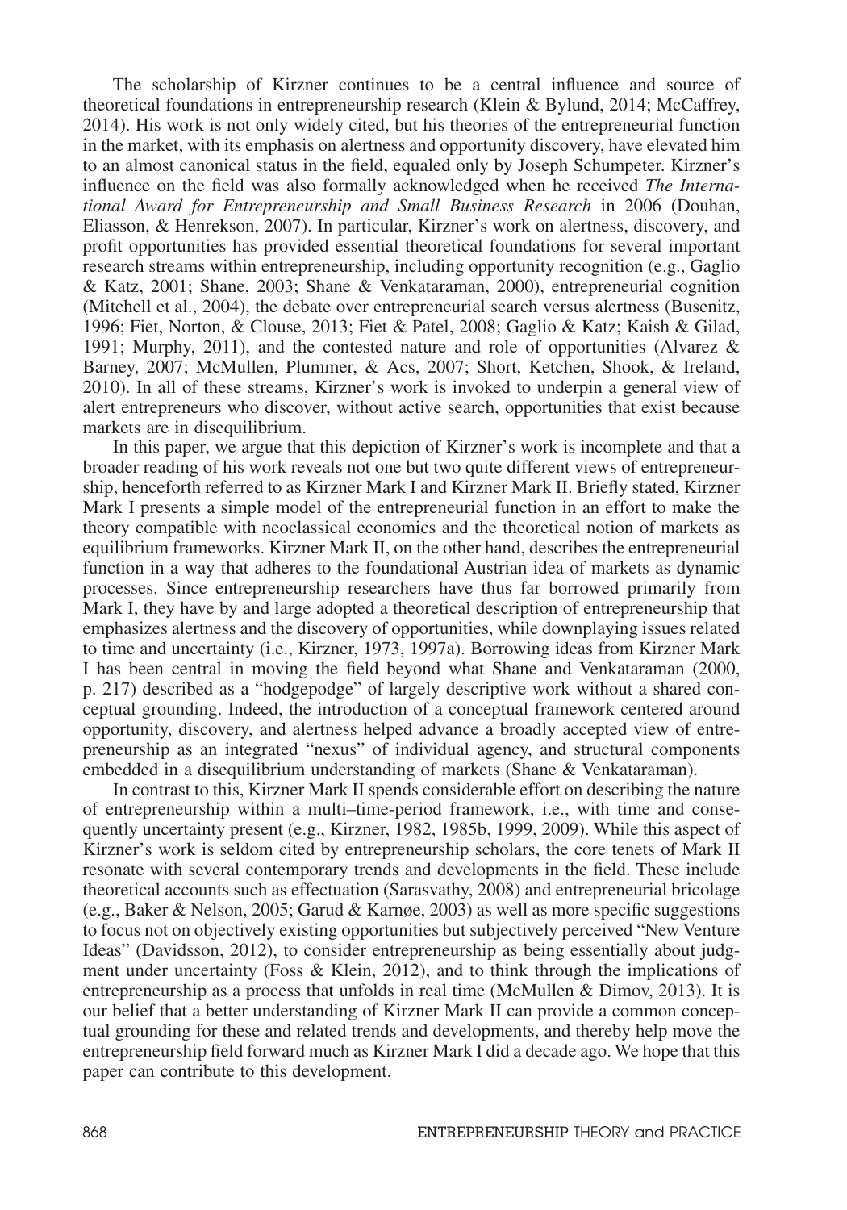The scholarship of Kirzner continues to be a central influence and source of theoretical foundations in entrepreneurship research (Klein & Bylund, 2014; McCaffrey, 2014). His work is not only widely cited, but his theories of the entrepreneurial function in the market, with its emphasis on alertness and opportunity discovery, have elevated him to an almost canonical status in the field, equaled only by Joseph Schumpeter. Kirzner's influence on the field was also formally acknowledged when he received *The International Award for Entrepreneurship and Small Business Research* in 2006 (Douhan, Eliasson, & Henrekson, 2007). In particular, Kirzner's work on alertness, discovery, and profit opportunities has provided essential theoretical foundations for several important research streams within entrepreneurship, including opportunity recognition (e.g., Gaglio & Katz, 2001; Shane, 2003; Shane & Venkataraman, 2000), entrepreneurial cognition (Mitchell et al., 2004), the debate over entrepreneurial search versus alertness (Busenitz, 1996; Fiet, Norton, & Clouse, 2013; Fiet & Patel, 2008; Gaglio & Katz; Kaish & Gilad, 1991; Murphy, 2011), and the contested nature and role of opportunities (Alvarez & Barney, 2007; McMullen, Plummer, & Acs, 2007; Short, Ketchen, Shook, & Ireland, 2010). In all of these streams, Kirzner's work is invoked to underpin a general view of alert entrepreneurs who discover, without active search, opportunities that exist because markets are in disequilibrium.

In this paper, we argue that this depiction of Kirzner's work is incomplete and that a broader reading of his work reveals not one but two quite different views of entrepreneurship, henceforth referred to as Kirzner Mark I and Kirzner Mark II. Briefly stated, Kirzner Mark I presents a simple model of the entrepreneurial function in an effort to make the theory compatible with neoclassical economics and the theoretical notion of markets as equilibrium frameworks. Kirzner Mark II, on the other hand, describes the entrepreneurial function in a way that adheres to the foundational Austrian idea of markets as dynamic processes. Since entrepreneurship researchers have thus far borrowed primarily from Mark I, they have by and large adopted a theoretical description of entrepreneurship that emphasizes alertness and the discovery of opportunities, while downplaying issues related to time and uncertainty (i.e., Kirzner, 1973, 1997a). Borrowing ideas from Kirzner Mark I has been central in moving the field beyond what Shane and Venkataraman (2000, p. 217) described as a "hodgepodge" of largely descriptive work without a shared conceptual grounding. Indeed, the introduction of a conceptual framework centered around opportunity, discovery, and alertness helped advance a broadly accepted view of entrepreneurship as an integrated "nexus" of individual agency, and structural components embedded in a disequilibrium understanding of markets (Shane & Venkataraman).

In contrast to this, Kirzner Mark II spends considerable effort on describing the nature of entrepreneurship within a multi–time-period framework, i.e., with time and consequently uncertainty present (e.g., Kirzner, 1982, 1985b, 1999, 2009). While this aspect of Kirzner's work is seldom cited by entrepreneurship scholars, the core tenets of Mark II resonate with several contemporary trends and developments in the field. These include theoretical accounts such as effectuation (Sarasvathy, 2008) and entrepreneurial bricolage (e.g., Baker & Nelson, 2005; Garud & Karnøe, 2003) as well as more specific suggestions to focus not on objectively existing opportunities but subjectively perceived "New Venture Ideas" (Davidsson, 2012), to consider entrepreneurship as being essentially about judgment under uncertainty (Foss & Klein, 2012), and to think through the implications of entrepreneurship as a process that unfolds in real time (McMullen & Dimov, 2013). It is our belief that a better understanding of Kirzner Mark II can provide a common conceptual grounding for these and related trends and developments, and thereby help move the entrepreneurship field forward much as Kirzner Mark I did a decade ago. We hope that this paper can contribute to this development.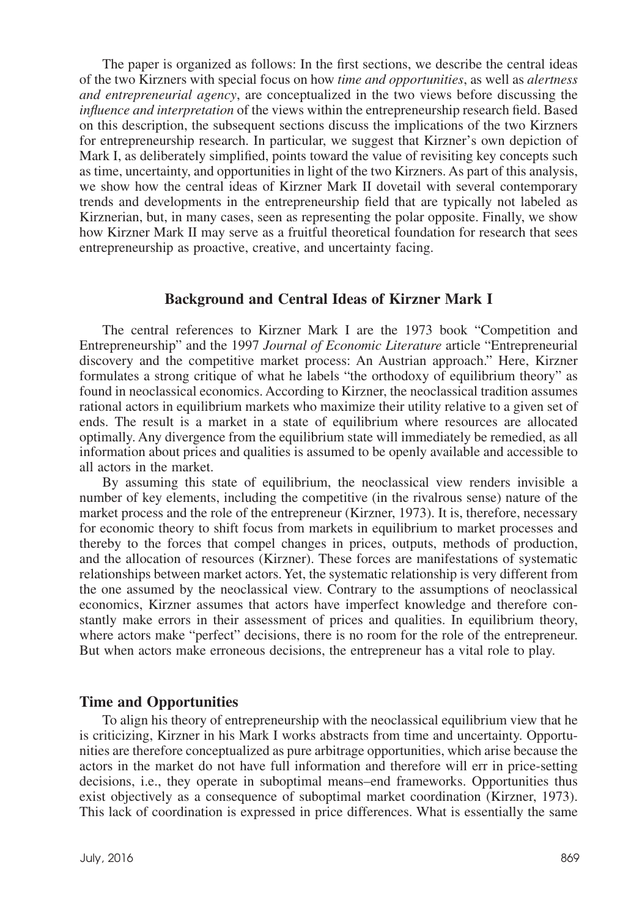The paper is organized as follows: In the first sections, we describe the central ideas of the two Kirzners with special focus on how *time and opportunities*, as well as *alertness and entrepreneurial agency*, are conceptualized in the two views before discussing the *influence and interpretation* of the views within the entrepreneurship research field. Based on this description, the subsequent sections discuss the implications of the two Kirzners for entrepreneurship research. In particular, we suggest that Kirzner's own depiction of Mark I, as deliberately simplified, points toward the value of revisiting key concepts such as time, uncertainty, and opportunities in light of the two Kirzners. As part of this analysis, we show how the central ideas of Kirzner Mark II dovetail with several contemporary trends and developments in the entrepreneurship field that are typically not labeled as Kirznerian, but, in many cases, seen as representing the polar opposite. Finally, we show how Kirzner Mark II may serve as a fruitful theoretical foundation for research that sees entrepreneurship as proactive, creative, and uncertainty facing.

## Background and Central Ideas of Kirzner Mark I

The central references to Kirzner Mark I are the 1973 book "Competition and Entrepreneurship" and the 1997 *Journal of Economic Literature* article "Entrepreneurial discovery and the competitive market process: An Austrian approach." Here, Kirzner formulates a strong critique of what he labels "the orthodoxy of equilibrium theory" as found in neoclassical economics. According to Kirzner, the neoclassical tradition assumes rational actors in equilibrium markets who maximize their utility relative to a given set of ends. The result is a market in a state of equilibrium where resources are allocated optimally. Any divergence from the equilibrium state will immediately be remedied, as all information about prices and qualities is assumed to be openly available and accessible to all actors in the market.

By assuming this state of equilibrium, the neoclassical view renders invisible a number of key elements, including the competitive (in the rivalrous sense) nature of the market process and the role of the entrepreneur (Kirzner, 1973). It is, therefore, necessary for economic theory to shift focus from markets in equilibrium to market processes and thereby to the forces that compel changes in prices, outputs, methods of production, and the allocation of resources (Kirzner). These forces are manifestations of systematic relationships between market actors. Yet, the systematic relationship is very different from the one assumed by the neoclassical view. Contrary to the assumptions of neoclassical economics, Kirzner assumes that actors have imperfect knowledge and therefore constantly make errors in their assessment of prices and qualities. In equilibrium theory, where actors make "perfect" decisions, there is no room for the role of the entrepreneur. But when actors make erroneous decisions, the entrepreneur has a vital role to play.

### Time and Opportunities

To align his theory of entrepreneurship with the neoclassical equilibrium view that he is criticizing, Kirzner in his Mark I works abstracts from time and uncertainty. Opportunities are therefore conceptualized as pure arbitrage opportunities, which arise because the actors in the market do not have full information and therefore will err in price-setting decisions, i.e., they operate in suboptimal means–end frameworks. Opportunities thus exist objectively as a consequence of suboptimal market coordination (Kirzner, 1973). This lack of coordination is expressed in price differences. What is essentially the same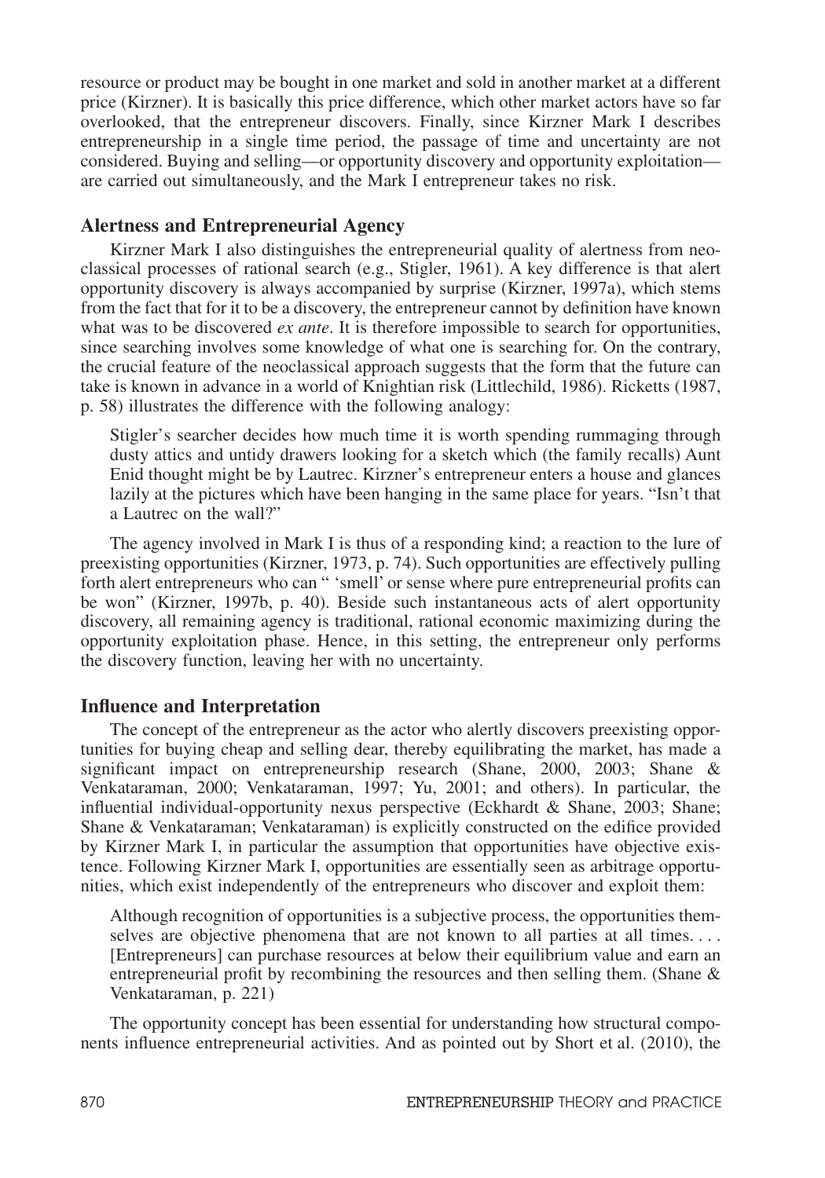resource or product may be bought in one market and sold in another market at a different price (Kirzner). It is basically this price difference, which other market actors have so far overlooked, that the entrepreneur discovers. Finally, since Kirzner Mark I describes entrepreneurship in a single time period, the passage of time and uncertainty are not considered. Buying and selling—or opportunity discovery and opportunity exploitation—are carried out simultaneously, and the Mark I entrepreneur takes no risk.

## Alertness and Entrepreneurial Agency

Kirzner Mark I also distinguishes the entrepreneurial quality of alertness from neoclassical processes of rational search (e.g., Stigler, 1961). A key difference is that alert opportunity discovery is always accompanied by surprise (Kirzner, 1997a), which stems from the fact that for it to be a discovery, the entrepreneur cannot by definition have known what was to be discovered *ex ante*. It is therefore impossible to search for opportunities, since searching involves some knowledge of what one is searching for. On the contrary, the crucial feature of the neoclassical approach suggests that the form that the future can take is known in advance in a world of Knightian risk (Littlechild, 1986). Ricketts (1987, p. 58) illustrates the difference with the following analogy:

> Stigler's searcher decides how much time it is worth spending rummaging through dusty attics and untidy drawers looking for a sketch which (the family recalls) Aunt Enid thought might be by Lautrec. Kirzner's entrepreneur enters a house and glances lazily at the pictures which have been hanging in the same place for years. "Isn't that a Lautrec on the wall?"

The agency involved in Mark I is thus of a responding kind; a reaction to the lure of preexisting opportunities (Kirzner, 1973, p. 74). Such opportunities are effectively pulling forth alert entrepreneurs who can " 'smell' or sense where pure entrepreneurial profits can be won" (Kirzner, 1997b, p. 40). Beside such instantaneous acts of alert opportunity discovery, all remaining agency is traditional, rational economic maximizing during the opportunity exploitation phase. Hence, in this setting, the entrepreneur only performs the discovery function, leaving her with no uncertainty.

## Influence and Interpretation

The concept of the entrepreneur as the actor who alertly discovers preexisting opportunities for buying cheap and selling dear, thereby equilibrating the market, has made a significant impact on entrepreneurship research (Shane, 2000, 2003; Shane & Venkataraman, 2000; Venkataraman, 1997; Yu, 2001; and others). In particular, the influential individual-opportunity nexus perspective (Eckhardt & Shane, 2003; Shane; Shane & Venkataraman; Venkataraman) is explicitly constructed on the edifice provided by Kirzner Mark I, in particular the assumption that opportunities have objective existence. Following Kirzner Mark I, opportunities are essentially seen as arbitrage opportunities, which exist independently of the entrepreneurs who discover and exploit them:

> Although recognition of opportunities is a subjective process, the opportunities themselves are objective phenomena that are not known to all parties at all times. . . . [Entrepreneurs] can purchase resources at below their equilibrium value and earn an entrepreneurial profit by recombining the resources and then selling them. (Shane & Venkataraman, p. 221)

The opportunity concept has been essential for understanding how structural components influence entrepreneurial activities. And as pointed out by Short et al. (2010), the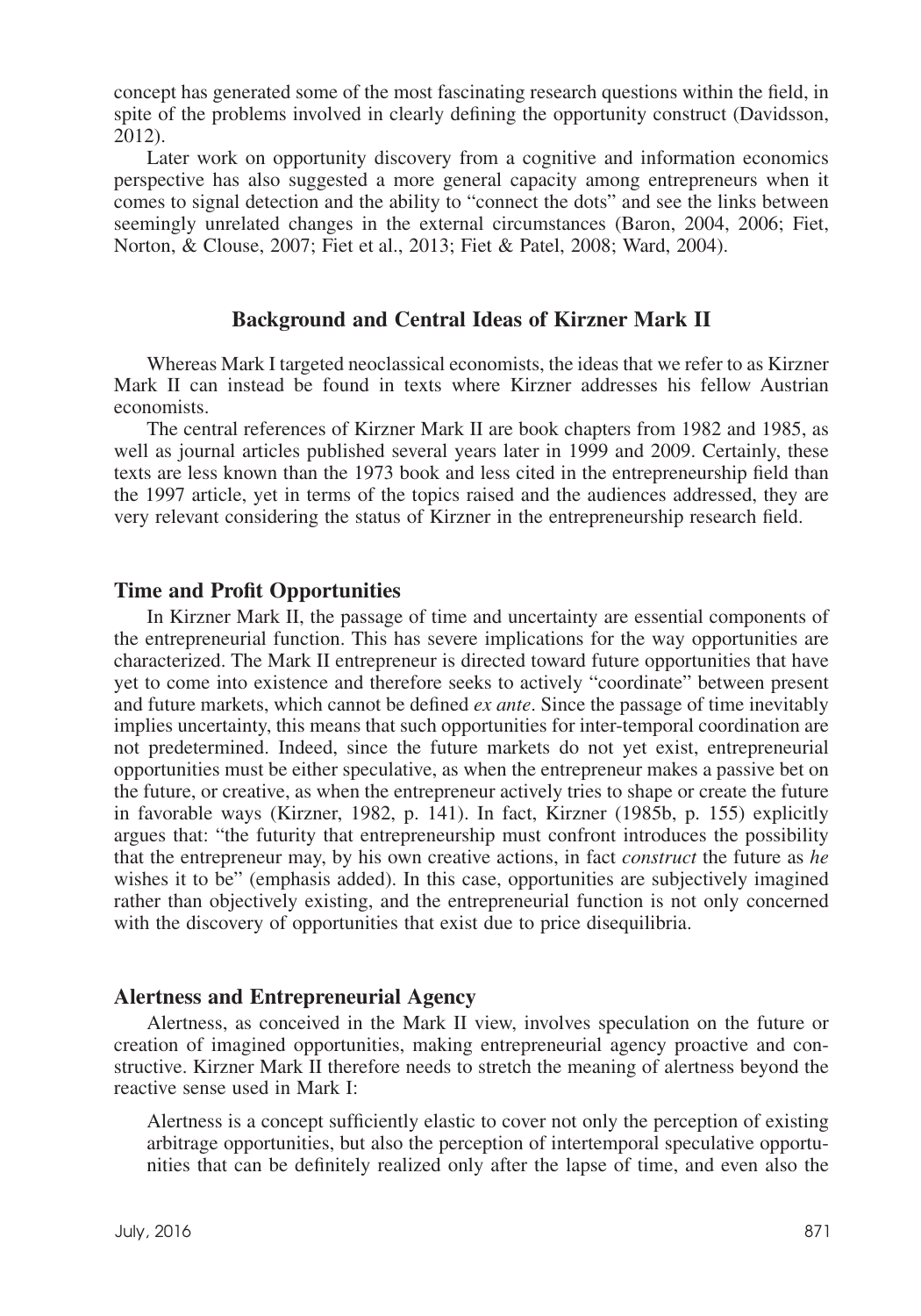concept has generated some of the most fascinating research questions within the field, in spite of the problems involved in clearly defining the opportunity construct (Davidsson, 2012).

Later work on opportunity discovery from a cognitive and information economics perspective has also suggested a more general capacity among entrepreneurs when it comes to signal detection and the ability to "connect the dots" and see the links between seemingly unrelated changes in the external circumstances (Baron, 2004, 2006; Fiet, Norton, & Clouse, 2007; Fiet et al., 2013; Fiet & Patel, 2008; Ward, 2004).

## Background and Central Ideas of Kirzner Mark II

Whereas Mark I targeted neoclassical economists, the ideas that we refer to as Kirzner Mark II can instead be found in texts where Kirzner addresses his fellow Austrian economists.

The central references of Kirzner Mark II are book chapters from 1982 and 1985, as well as journal articles published several years later in 1999 and 2009. Certainly, these texts are less known than the 1973 book and less cited in the entrepreneurship field than the 1997 article, yet in terms of the topics raised and the audiences addressed, they are very relevant considering the status of Kirzner in the entrepreneurship research field.

### Time and Profit Opportunities

In Kirzner Mark II, the passage of time and uncertainty are essential components of the entrepreneurial function. This has severe implications for the way opportunities are characterized. The Mark II entrepreneur is directed toward future opportunities that have yet to come into existence and therefore seeks to actively "coordinate" between present and future markets, which cannot be defined *ex ante*. Since the passage of time inevitably implies uncertainty, this means that such opportunities for inter-temporal coordination are not predetermined. Indeed, since the future markets do not yet exist, entrepreneurial opportunities must be either speculative, as when the entrepreneur makes a passive bet on the future, or creative, as when the entrepreneur actively tries to shape or create the future in favorable ways (Kirzner, 1982, p. 141). In fact, Kirzner (1985b, p. 155) explicitly argues that: "the futurity that entrepreneurship must confront introduces the possibility that the entrepreneur may, by his own creative actions, in fact *construct* the future as *he* wishes it to be" (emphasis added). In this case, opportunities are subjectively imagined rather than objectively existing, and the entrepreneurial function is not only concerned with the discovery of opportunities that exist due to price disequilibria.

### Alertness and Entrepreneurial Agency

Alertness, as conceived in the Mark II view, involves speculation on the future or creation of imagined opportunities, making entrepreneurial agency proactive and constructive. Kirzner Mark II therefore needs to stretch the meaning of alertness beyond the reactive sense used in Mark I:

> Alertness is a concept sufficiently elastic to cover not only the perception of existing arbitrage opportunities, but also the perception of intertemporal speculative opportunities that can be definitely realized only after the lapse of time, and even also the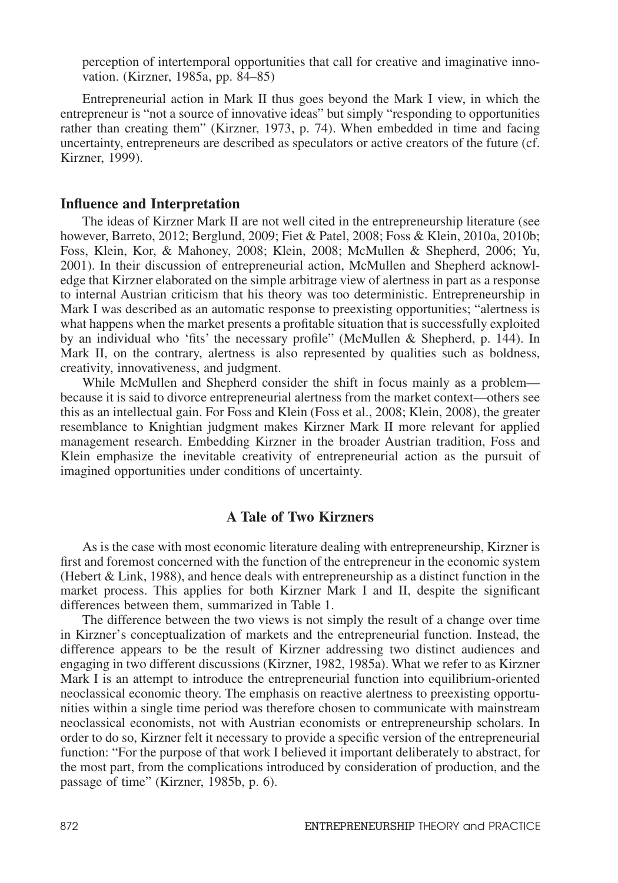perception of intertemporal opportunities that call for creative and imaginative innovation. (Kirzner, 1985a, pp. 84–85)

Entrepreneurial action in Mark II thus goes beyond the Mark I view, in which the entrepreneur is "not a source of innovative ideas" but simply "responding to opportunities rather than creating them" (Kirzner, 1973, p. 74). When embedded in time and facing uncertainty, entrepreneurs are described as speculators or active creators of the future (cf. Kirzner, 1999).

### Influence and Interpretation

The ideas of Kirzner Mark II are not well cited in the entrepreneurship literature (see however, Barreto, 2012; Berglund, 2009; Fiet & Patel, 2008; Foss & Klein, 2010a, 2010b; Foss, Klein, Kor, & Mahoney, 2008; Klein, 2008; McMullen & Shepherd, 2006; Yu, 2001). In their discussion of entrepreneurial action, McMullen and Shepherd acknowledge that Kirzner elaborated on the simple arbitrage view of alertness in part as a response to internal Austrian criticism that his theory was too deterministic. Entrepreneurship in Mark I was described as an automatic response to preexisting opportunities; "alertness is what happens when the market presents a profitable situation that is successfully exploited by an individual who 'fits' the necessary profile" (McMullen & Shepherd, p. 144). In Mark II, on the contrary, alertness is also represented by qualities such as boldness, creativity, innovativeness, and judgment.

While McMullen and Shepherd consider the shift in focus mainly as a problem—because it is said to divorce entrepreneurial alertness from the market context—others see this as an intellectual gain. For Foss and Klein (Foss et al., 2008; Klein, 2008), the greater resemblance to Knightian judgment makes Kirzner Mark II more relevant for applied management research. Embedding Kirzner in the broader Austrian tradition, Foss and Klein emphasize the inevitable creativity of entrepreneurial action as the pursuit of imagined opportunities under conditions of uncertainty.

## A Tale of Two Kirzners

As is the case with most economic literature dealing with entrepreneurship, Kirzner is first and foremost concerned with the function of the entrepreneur in the economic system (Hebert & Link, 1988), and hence deals with entrepreneurship as a distinct function in the market process. This applies for both Kirzner Mark I and II, despite the significant differences between them, summarized in Table 1.

The difference between the two views is not simply the result of a change over time in Kirzner's conceptualization of markets and the entrepreneurial function. Instead, the difference appears to be the result of Kirzner addressing two distinct audiences and engaging in two different discussions (Kirzner, 1982, 1985a). What we refer to as Kirzner Mark I is an attempt to introduce the entrepreneurial function into equilibrium-oriented neoclassical economic theory. The emphasis on reactive alertness to preexisting opportunities within a single time period was therefore chosen to communicate with mainstream neoclassical economists, not with Austrian economists or entrepreneurship scholars. In order to do so, Kirzner felt it necessary to provide a specific version of the entrepreneurial function: "For the purpose of that work I believed it important deliberately to abstract, for the most part, from the complications introduced by consideration of production, and the passage of time" (Kirzner, 1985b, p. 6).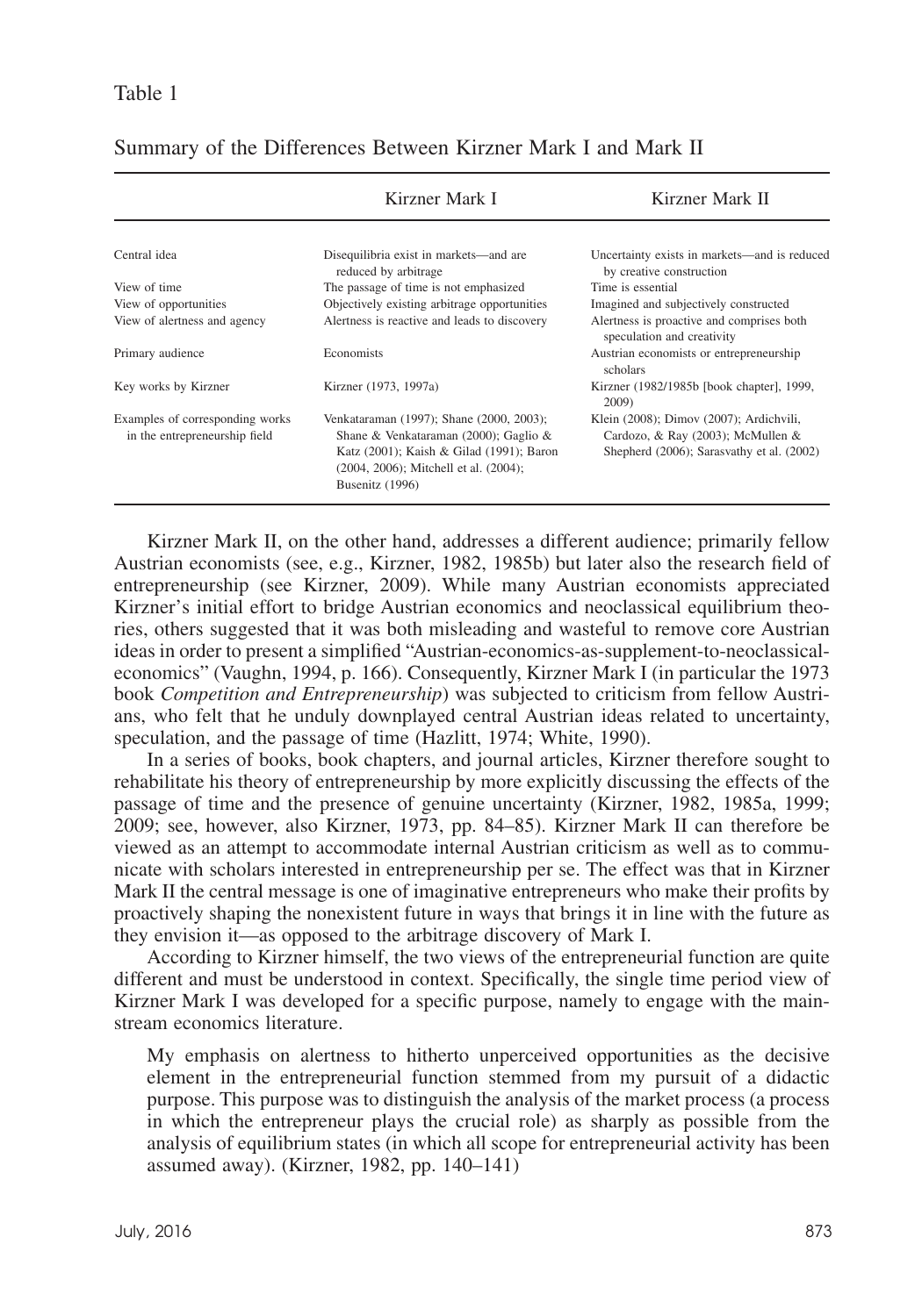Table 1

Summary of the Differences Between Kirzner Mark I and Mark II

| | Kirzner Mark I | Kirzner Mark II |
|---|---|---|
| Central idea | Disequilibria exist in markets—and are reduced by arbitrage | Uncertainty exists in markets—and is reduced by creative construction |
| View of time | The passage of time is not emphasized | Time is essential |
| View of opportunities | Objectively existing arbitrage opportunities | Imagined and subjectively constructed |
| View of alertness and agency | Alertness is reactive and leads to discovery | Alertness is proactive and comprises both speculation and creativity |
| Primary audience | Economists | Austrian economists or entrepreneurship scholars |
| Key works by Kirzner | Kirzner (1973, 1997a) | Kirzner (1982/1985b [book chapter], 1999, 2009) |
| Examples of corresponding works in the entrepreneurship field | Venkataraman (1997); Shane (2000, 2003); Shane & Venkataraman (2000); Gaglio & Katz (2001); Kaish & Gilad (1991); Baron (2004, 2006); Mitchell et al. (2004); Busenitz (1996) | Klein (2008); Dimov (2007); Ardichvili, Cardozo, & Ray (2003); McMullen & Shepherd (2006); Sarasvathy et al. (2002) |

Kirzner Mark II, on the other hand, addresses a different audience; primarily fellow Austrian economists (see, e.g., Kirzner, 1982, 1985b) but later also the research field of entrepreneurship (see Kirzner, 2009). While many Austrian economists appreciated Kirzner's initial effort to bridge Austrian economics and neoclassical equilibrium theories, others suggested that it was both misleading and wasteful to remove core Austrian ideas in order to present a simplified "Austrian-economics-as-supplement-to-neoclassical-economics" (Vaughn, 1994, p. 166). Consequently, Kirzner Mark I (in particular the 1973 book *Competition and Entrepreneurship*) was subjected to criticism from fellow Austrians, who felt that he unduly downplayed central Austrian ideas related to uncertainty, speculation, and the passage of time (Hazlitt, 1974; White, 1990).

In a series of books, book chapters, and journal articles, Kirzner therefore sought to rehabilitate his theory of entrepreneurship by more explicitly discussing the effects of the passage of time and the presence of genuine uncertainty (Kirzner, 1982, 1985a, 1999; 2009; see, however, also Kirzner, 1973, pp. 84–85). Kirzner Mark II can therefore be viewed as an attempt to accommodate internal Austrian criticism as well as to communicate with scholars interested in entrepreneurship per se. The effect was that in Kirzner Mark II the central message is one of imaginative entrepreneurs who make their profits by proactively shaping the nonexistent future in ways that brings it in line with the future as they envision it—as opposed to the arbitrage discovery of Mark I.

According to Kirzner himself, the two views of the entrepreneurial function are quite different and must be understood in context. Specifically, the single time period view of Kirzner Mark I was developed for a specific purpose, namely to engage with the mainstream economics literature.

> My emphasis on alertness to hitherto unperceived opportunities as the decisive element in the entrepreneurial function stemmed from my pursuit of a didactic purpose. This purpose was to distinguish the analysis of the market process (a process in which the entrepreneur plays the crucial role) as sharply as possible from the analysis of equilibrium states (in which all scope for entrepreneurial activity has been assumed away). (Kirzner, 1982, pp. 140–141)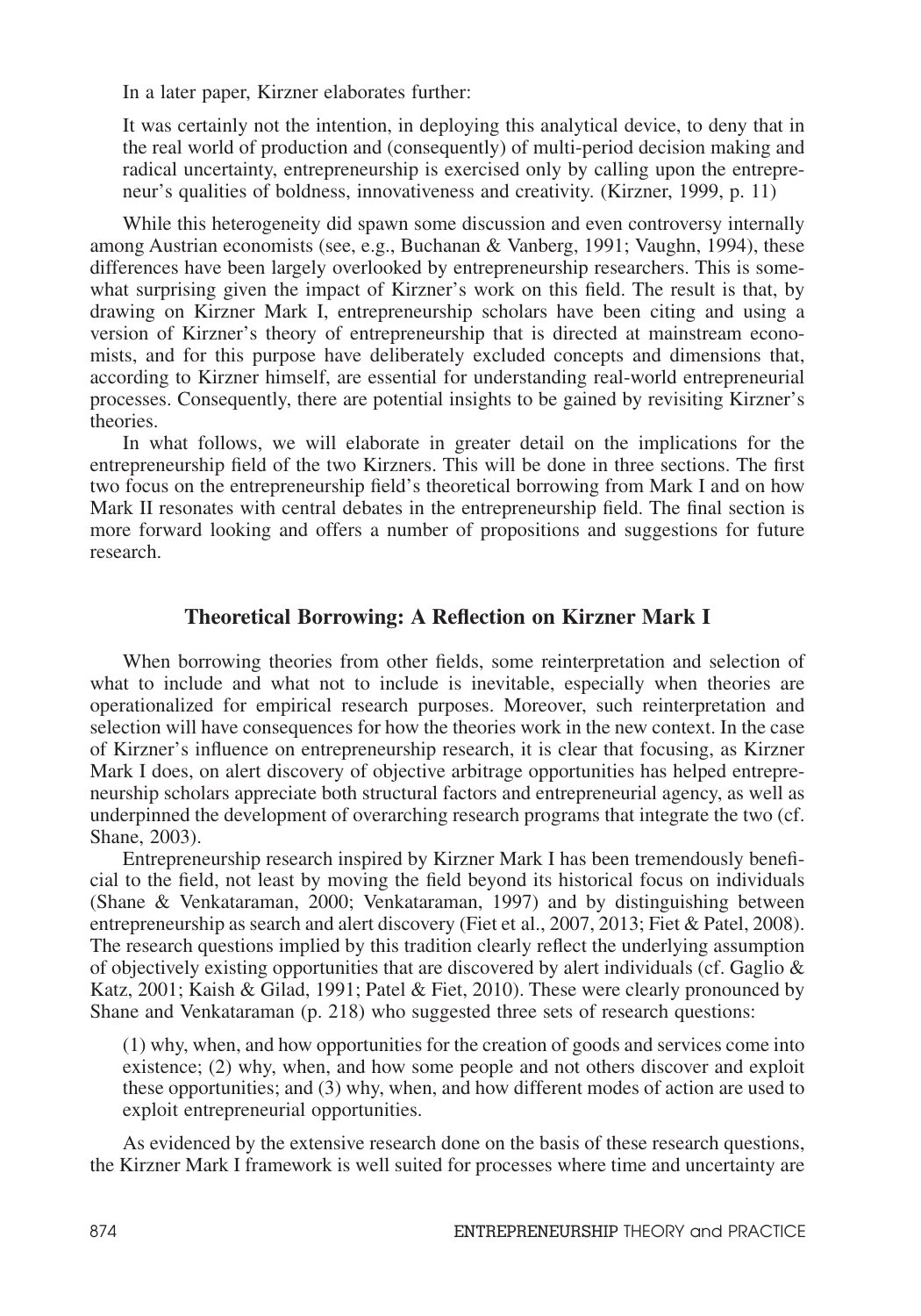In a later paper, Kirzner elaborates further:

> It was certainly not the intention, in deploying this analytical device, to deny that in the real world of production and (consequently) of multi-period decision making and radical uncertainty, entrepreneurship is exercised only by calling upon the entrepreneur's qualities of boldness, innovativeness and creativity. (Kirzner, 1999, p. 11)

While this heterogeneity did spawn some discussion and even controversy internally among Austrian economists (see, e.g., Buchanan & Vanberg, 1991; Vaughn, 1994), these differences have been largely overlooked by entrepreneurship researchers. This is somewhat surprising given the impact of Kirzner's work on this field. The result is that, by drawing on Kirzner Mark I, entrepreneurship scholars have been citing and using a version of Kirzner's theory of entrepreneurship that is directed at mainstream economists, and for this purpose have deliberately excluded concepts and dimensions that, according to Kirzner himself, are essential for understanding real-world entrepreneurial processes. Consequently, there are potential insights to be gained by revisiting Kirzner's theories.

In what follows, we will elaborate in greater detail on the implications for the entrepreneurship field of the two Kirzners. This will be done in three sections. The first two focus on the entrepreneurship field's theoretical borrowing from Mark I and on how Mark II resonates with central debates in the entrepreneurship field. The final section is more forward looking and offers a number of propositions and suggestions for future research.

## Theoretical Borrowing: A Reflection on Kirzner Mark I

When borrowing theories from other fields, some reinterpretation and selection of what to include and what not to include is inevitable, especially when theories are operationalized for empirical research purposes. Moreover, such reinterpretation and selection will have consequences for how the theories work in the new context. In the case of Kirzner's influence on entrepreneurship research, it is clear that focusing, as Kirzner Mark I does, on alert discovery of objective arbitrage opportunities has helped entrepreneurship scholars appreciate both structural factors and entrepreneurial agency, as well as underpinned the development of overarching research programs that integrate the two (cf. Shane, 2003).

Entrepreneurship research inspired by Kirzner Mark I has been tremendously beneficial to the field, not least by moving the field beyond its historical focus on individuals (Shane & Venkataraman, 2000; Venkataraman, 1997) and by distinguishing between entrepreneurship as search and alert discovery (Fiet et al., 2007, 2013; Fiet & Patel, 2008). The research questions implied by this tradition clearly reflect the underlying assumption of objectively existing opportunities that are discovered by alert individuals (cf. Gaglio & Katz, 2001; Kaish & Gilad, 1991; Patel & Fiet, 2010). These were clearly pronounced by Shane and Venkataraman (p. 218) who suggested three sets of research questions:

> (1) why, when, and how opportunities for the creation of goods and services come into existence; (2) why, when, and how some people and not others discover and exploit these opportunities; and (3) why, when, and how different modes of action are used to exploit entrepreneurial opportunities.

As evidenced by the extensive research done on the basis of these research questions, the Kirzner Mark I framework is well suited for processes where time and uncertainty are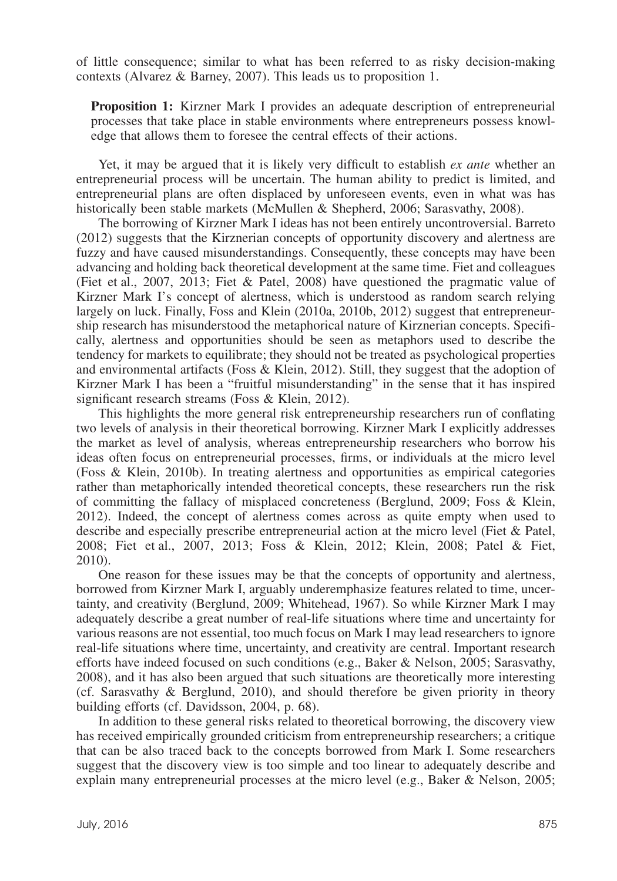of little consequence; similar to what has been referred to as risky decision-making contexts (Alvarez & Barney, 2007). This leads us to proposition 1.

> **Proposition 1:** Kirzner Mark I provides an adequate description of entrepreneurial processes that take place in stable environments where entrepreneurs possess knowledge that allows them to foresee the central effects of their actions.

Yet, it may be argued that it is likely very difficult to establish *ex ante* whether an entrepreneurial process will be uncertain. The human ability to predict is limited, and entrepreneurial plans are often displaced by unforeseen events, even in what was has historically been stable markets (McMullen & Shepherd, 2006; Sarasvathy, 2008).

The borrowing of Kirzner Mark I ideas has not been entirely uncontroversial. Barreto (2012) suggests that the Kirznerian concepts of opportunity discovery and alertness are fuzzy and have caused misunderstandings. Consequently, these concepts may have been advancing and holding back theoretical development at the same time. Fiet and colleagues (Fiet et al., 2007, 2013; Fiet & Patel, 2008) have questioned the pragmatic value of Kirzner Mark I's concept of alertness, which is understood as random search relying largely on luck. Finally, Foss and Klein (2010a, 2010b, 2012) suggest that entrepreneurship research has misunderstood the metaphorical nature of Kirznerian concepts. Specifically, alertness and opportunities should be seen as metaphors used to describe the tendency for markets to equilibrate; they should not be treated as psychological properties and environmental artifacts (Foss & Klein, 2012). Still, they suggest that the adoption of Kirzner Mark I has been a "fruitful misunderstanding" in the sense that it has inspired significant research streams (Foss & Klein, 2012).

This highlights the more general risk entrepreneurship researchers run of conflating two levels of analysis in their theoretical borrowing. Kirzner Mark I explicitly addresses the market as level of analysis, whereas entrepreneurship researchers who borrow his ideas often focus on entrepreneurial processes, firms, or individuals at the micro level (Foss & Klein, 2010b). In treating alertness and opportunities as empirical categories rather than metaphorically intended theoretical concepts, these researchers run the risk of committing the fallacy of misplaced concreteness (Berglund, 2009; Foss & Klein, 2012). Indeed, the concept of alertness comes across as quite empty when used to describe and especially prescribe entrepreneurial action at the micro level (Fiet & Patel, 2008; Fiet et al., 2007, 2013; Foss & Klein, 2012; Klein, 2008; Patel & Fiet, 2010).

One reason for these issues may be that the concepts of opportunity and alertness, borrowed from Kirzner Mark I, arguably underemphasize features related to time, uncertainty, and creativity (Berglund, 2009; Whitehead, 1967). So while Kirzner Mark I may adequately describe a great number of real-life situations where time and uncertainty for various reasons are not essential, too much focus on Mark I may lead researchers to ignore real-life situations where time, uncertainty, and creativity are central. Important research efforts have indeed focused on such conditions (e.g., Baker & Nelson, 2005; Sarasvathy, 2008), and it has also been argued that such situations are theoretically more interesting (cf. Sarasvathy & Berglund, 2010), and should therefore be given priority in theory building efforts (cf. Davidsson, 2004, p. 68).

In addition to these general risks related to theoretical borrowing, the discovery view has received empirically grounded criticism from entrepreneurship researchers; a critique that can be also traced back to the concepts borrowed from Mark I. Some researchers suggest that the discovery view is too simple and too linear to adequately describe and explain many entrepreneurial processes at the micro level (e.g., Baker & Nelson, 2005;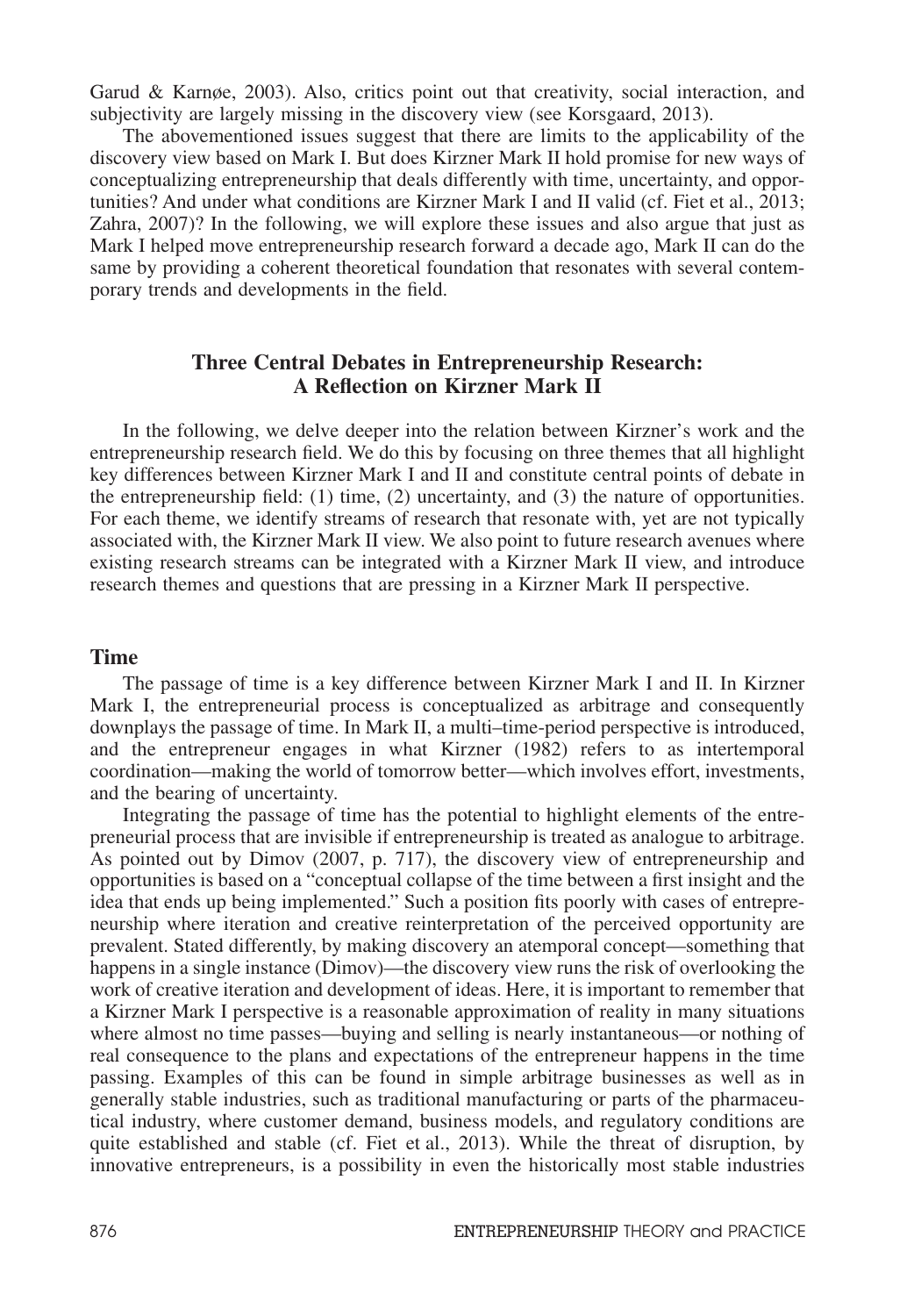Garud & Karnøe, 2003). Also, critics point out that creativity, social interaction, and subjectivity are largely missing in the discovery view (see Korsgaard, 2013).

The abovementioned issues suggest that there are limits to the applicability of the discovery view based on Mark I. But does Kirzner Mark II hold promise for new ways of conceptualizing entrepreneurship that deals differently with time, uncertainty, and opportunities? And under what conditions are Kirzner Mark I and II valid (cf. Fiet et al., 2013; Zahra, 2007)? In the following, we will explore these issues and also argue that just as Mark I helped move entrepreneurship research forward a decade ago, Mark II can do the same by providing a coherent theoretical foundation that resonates with several contemporary trends and developments in the field.

## Three Central Debates in Entrepreneurship Research: A Reflection on Kirzner Mark II

In the following, we delve deeper into the relation between Kirzner's work and the entrepreneurship research field. We do this by focusing on three themes that all highlight key differences between Kirzner Mark I and II and constitute central points of debate in the entrepreneurship field: (1) time, (2) uncertainty, and (3) the nature of opportunities. For each theme, we identify streams of research that resonate with, yet are not typically associated with, the Kirzner Mark II view. We also point to future research avenues where existing research streams can be integrated with a Kirzner Mark II view, and introduce research themes and questions that are pressing in a Kirzner Mark II perspective.

### Time

The passage of time is a key difference between Kirzner Mark I and II. In Kirzner Mark I, the entrepreneurial process is conceptualized as arbitrage and consequently downplays the passage of time. In Mark II, a multi–time-period perspective is introduced, and the entrepreneur engages in what Kirzner (1982) refers to as intertemporal coordination—making the world of tomorrow better—which involves effort, investments, and the bearing of uncertainty.

Integrating the passage of time has the potential to highlight elements of the entrepreneurial process that are invisible if entrepreneurship is treated as analogue to arbitrage. As pointed out by Dimov (2007, p. 717), the discovery view of entrepreneurship and opportunities is based on a "conceptual collapse of the time between a first insight and the idea that ends up being implemented." Such a position fits poorly with cases of entrepreneurship where iteration and creative reinterpretation of the perceived opportunity are prevalent. Stated differently, by making discovery an atemporal concept—something that happens in a single instance (Dimov)—the discovery view runs the risk of overlooking the work of creative iteration and development of ideas. Here, it is important to remember that a Kirzner Mark I perspective is a reasonable approximation of reality in many situations where almost no time passes—buying and selling is nearly instantaneous—or nothing of real consequence to the plans and expectations of the entrepreneur happens in the time passing. Examples of this can be found in simple arbitrage businesses as well as in generally stable industries, such as traditional manufacturing or parts of the pharmaceutical industry, where customer demand, business models, and regulatory conditions are quite established and stable (cf. Fiet et al., 2013). While the threat of disruption, by innovative entrepreneurs, is a possibility in even the historically most stable industries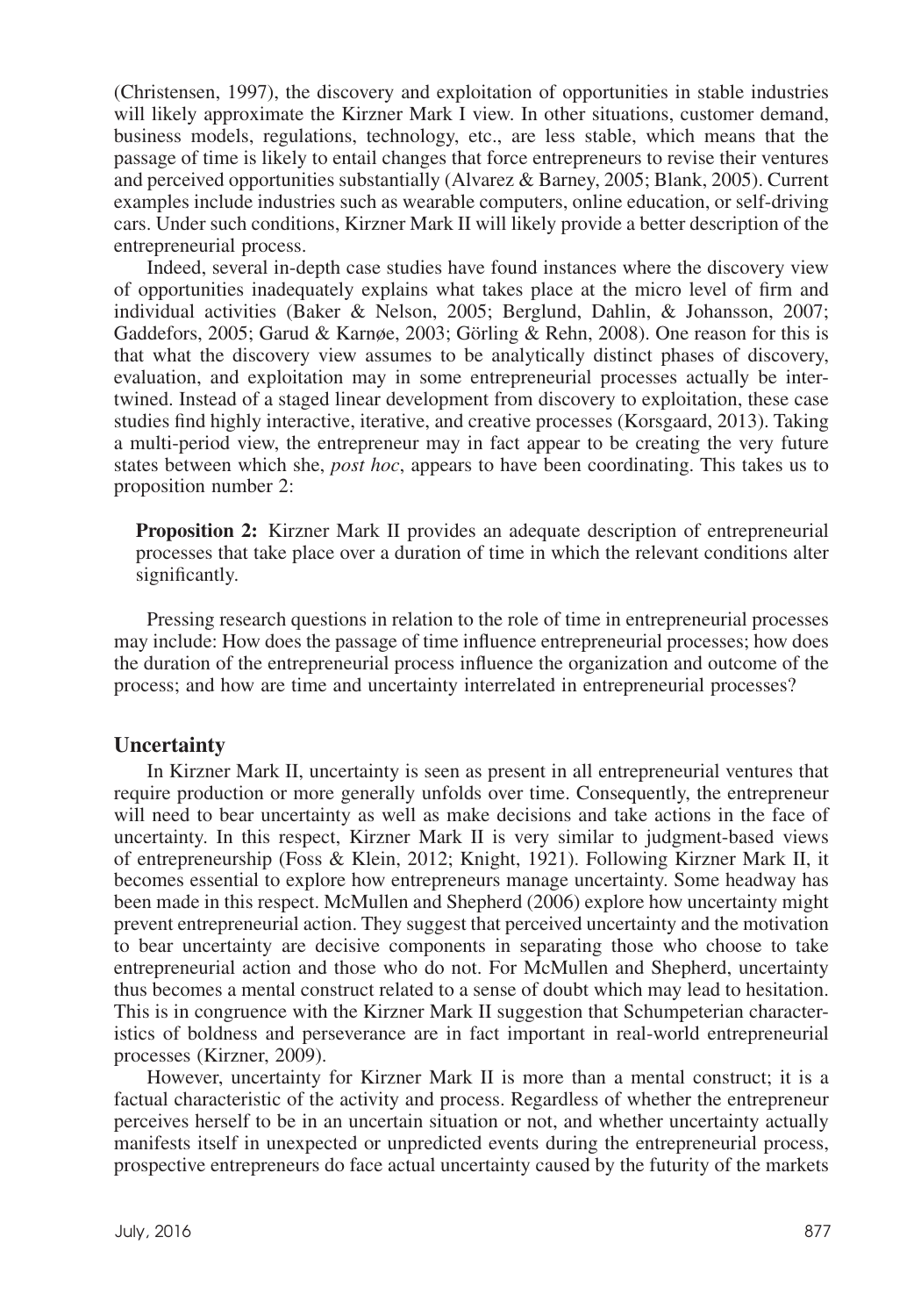(Christensen, 1997), the discovery and exploitation of opportunities in stable industries will likely approximate the Kirzner Mark I view. In other situations, customer demand, business models, regulations, technology, etc., are less stable, which means that the passage of time is likely to entail changes that force entrepreneurs to revise their ventures and perceived opportunities substantially (Alvarez & Barney, 2005; Blank, 2005). Current examples include industries such as wearable computers, online education, or self-driving cars. Under such conditions, Kirzner Mark II will likely provide a better description of the entrepreneurial process.

Indeed, several in-depth case studies have found instances where the discovery view of opportunities inadequately explains what takes place at the micro level of firm and individual activities (Baker & Nelson, 2005; Berglund, Dahlin, & Johansson, 2007; Gaddefors, 2005; Garud & Karnøe, 2003; Görling & Rehn, 2008). One reason for this is that what the discovery view assumes to be analytically distinct phases of discovery, evaluation, and exploitation may in some entrepreneurial processes actually be intertwined. Instead of a staged linear development from discovery to exploitation, these case studies find highly interactive, iterative, and creative processes (Korsgaard, 2013). Taking a multi-period view, the entrepreneur may in fact appear to be creating the very future states between which she, *post hoc*, appears to have been coordinating. This takes us to proposition number 2:

> **Proposition 2:** Kirzner Mark II provides an adequate description of entrepreneurial processes that take place over a duration of time in which the relevant conditions alter significantly.

Pressing research questions in relation to the role of time in entrepreneurial processes may include: How does the passage of time influence entrepreneurial processes; how does the duration of the entrepreneurial process influence the organization and outcome of the process; and how are time and uncertainty interrelated in entrepreneurial processes?

## Uncertainty

In Kirzner Mark II, uncertainty is seen as present in all entrepreneurial ventures that require production or more generally unfolds over time. Consequently, the entrepreneur will need to bear uncertainty as well as make decisions and take actions in the face of uncertainty. In this respect, Kirzner Mark II is very similar to judgment-based views of entrepreneurship (Foss & Klein, 2012; Knight, 1921). Following Kirzner Mark II, it becomes essential to explore how entrepreneurs manage uncertainty. Some headway has been made in this respect. McMullen and Shepherd (2006) explore how uncertainty might prevent entrepreneurial action. They suggest that perceived uncertainty and the motivation to bear uncertainty are decisive components in separating those who choose to take entrepreneurial action and those who do not. For McMullen and Shepherd, uncertainty thus becomes a mental construct related to a sense of doubt which may lead to hesitation. This is in congruence with the Kirzner Mark II suggestion that Schumpeterian characteristics of boldness and perseverance are in fact important in real-world entrepreneurial processes (Kirzner, 2009).

However, uncertainty for Kirzner Mark II is more than a mental construct; it is a factual characteristic of the activity and process. Regardless of whether the entrepreneur perceives herself to be in an uncertain situation or not, and whether uncertainty actually manifests itself in unexpected or unpredicted events during the entrepreneurial process, prospective entrepreneurs do face actual uncertainty caused by the futurity of the markets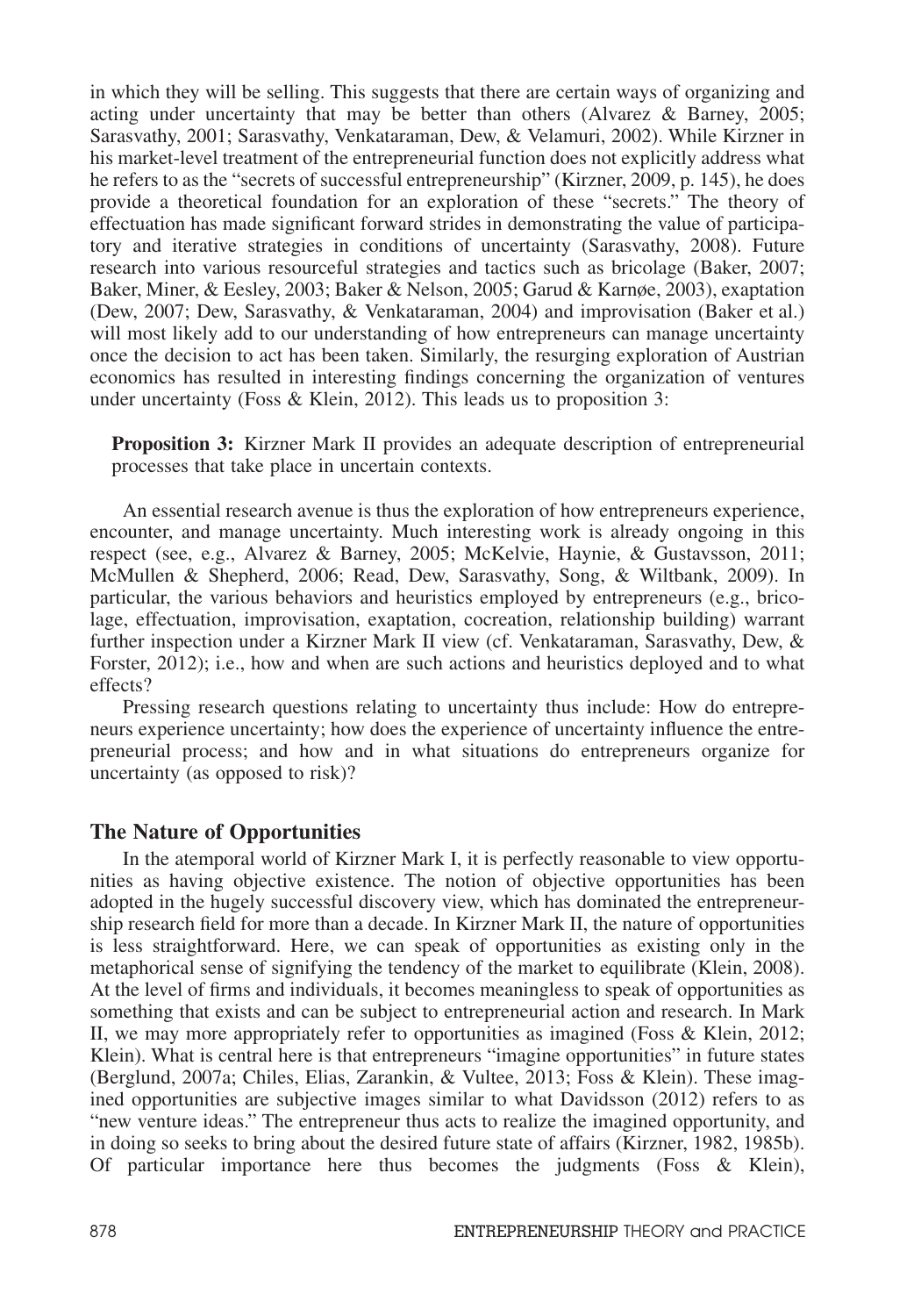in which they will be selling. This suggests that there are certain ways of organizing and acting under uncertainty that may be better than others (Alvarez & Barney, 2005; Sarasvathy, 2001; Sarasvathy, Venkataraman, Dew, & Velamuri, 2002). While Kirzner in his market-level treatment of the entrepreneurial function does not explicitly address what he refers to as the "secrets of successful entrepreneurship" (Kirzner, 2009, p. 145), he does provide a theoretical foundation for an exploration of these "secrets." The theory of effectuation has made significant forward strides in demonstrating the value of participatory and iterative strategies in conditions of uncertainty (Sarasvathy, 2008). Future research into various resourceful strategies and tactics such as bricolage (Baker, 2007; Baker, Miner, & Eesley, 2003; Baker & Nelson, 2005; Garud & Karnøe, 2003), exaptation (Dew, 2007; Dew, Sarasvathy, & Venkataraman, 2004) and improvisation (Baker et al.) will most likely add to our understanding of how entrepreneurs can manage uncertainty once the decision to act has been taken. Similarly, the resurging exploration of Austrian economics has resulted in interesting findings concerning the organization of ventures under uncertainty (Foss & Klein, 2012). This leads us to proposition 3:

**Proposition 3:** Kirzner Mark II provides an adequate description of entrepreneurial processes that take place in uncertain contexts.

An essential research avenue is thus the exploration of how entrepreneurs experience, encounter, and manage uncertainty. Much interesting work is already ongoing in this respect (see, e.g., Alvarez & Barney, 2005; McKelvie, Haynie, & Gustavsson, 2011; McMullen & Shepherd, 2006; Read, Dew, Sarasvathy, Song, & Wiltbank, 2009). In particular, the various behaviors and heuristics employed by entrepreneurs (e.g., bricolage, effectuation, improvisation, exaptation, cocreation, relationship building) warrant further inspection under a Kirzner Mark II view (cf. Venkataraman, Sarasvathy, Dew, & Forster, 2012); i.e., how and when are such actions and heuristics deployed and to what effects?

Pressing research questions relating to uncertainty thus include: How do entrepreneurs experience uncertainty; how does the experience of uncertainty influence the entrepreneurial process; and how and in what situations do entrepreneurs organize for uncertainty (as opposed to risk)?

## The Nature of Opportunities

In the atemporal world of Kirzner Mark I, it is perfectly reasonable to view opportunities as having objective existence. The notion of objective opportunities has been adopted in the hugely successful discovery view, which has dominated the entrepreneurship research field for more than a decade. In Kirzner Mark II, the nature of opportunities is less straightforward. Here, we can speak of opportunities as existing only in the metaphorical sense of signifying the tendency of the market to equilibrate (Klein, 2008). At the level of firms and individuals, it becomes meaningless to speak of opportunities as something that exists and can be subject to entrepreneurial action and research. In Mark II, we may more appropriately refer to opportunities as imagined (Foss & Klein, 2012; Klein). What is central here is that entrepreneurs "imagine opportunities" in future states (Berglund, 2007a; Chiles, Elias, Zarankin, & Vultee, 2013; Foss & Klein). These imagined opportunities are subjective images similar to what Davidsson (2012) refers to as "new venture ideas." The entrepreneur thus acts to realize the imagined opportunity, and in doing so seeks to bring about the desired future state of affairs (Kirzner, 1982, 1985b). Of particular importance here thus becomes the judgments (Foss & Klein),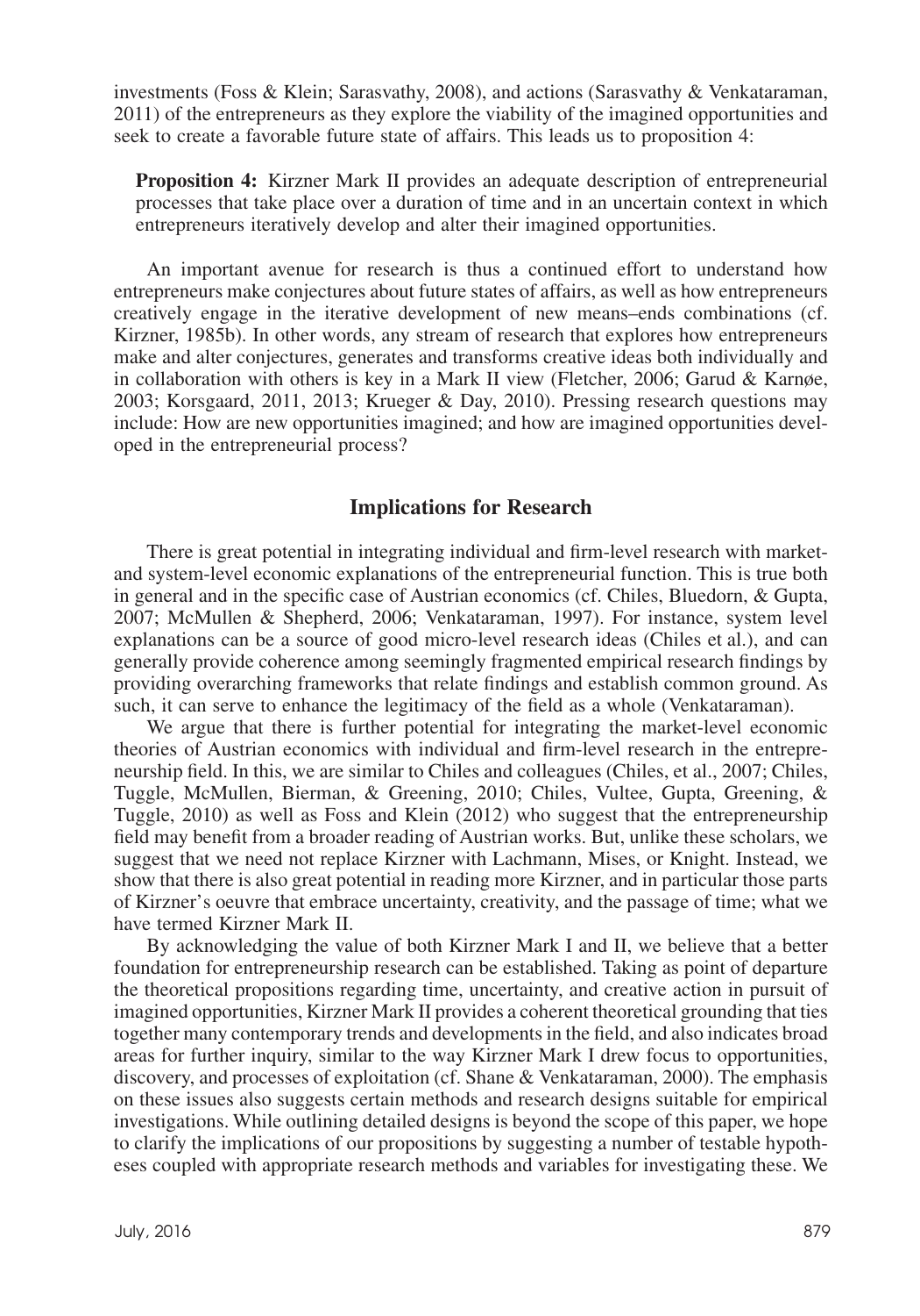investments (Foss & Klein; Sarasvathy, 2008), and actions (Sarasvathy & Venkataraman, 2011) of the entrepreneurs as they explore the viability of the imagined opportunities and seek to create a favorable future state of affairs. This leads us to proposition 4:

> **Proposition 4:** Kirzner Mark II provides an adequate description of entrepreneurial processes that take place over a duration of time and in an uncertain context in which entrepreneurs iteratively develop and alter their imagined opportunities.

An important avenue for research is thus a continued effort to understand how entrepreneurs make conjectures about future states of affairs, as well as how entrepreneurs creatively engage in the iterative development of new means–ends combinations (cf. Kirzner, 1985b). In other words, any stream of research that explores how entrepreneurs make and alter conjectures, generates and transforms creative ideas both individually and in collaboration with others is key in a Mark II view (Fletcher, 2006; Garud & Karnøe, 2003; Korsgaard, 2011, 2013; Krueger & Day, 2010). Pressing research questions may include: How are new opportunities imagined; and how are imagined opportunities developed in the entrepreneurial process?

## Implications for Research

There is great potential in integrating individual and firm-level research with market- and system-level economic explanations of the entrepreneurial function. This is true both in general and in the specific case of Austrian economics (cf. Chiles, Bluedorn, & Gupta, 2007; McMullen & Shepherd, 2006; Venkataraman, 1997). For instance, system level explanations can be a source of good micro-level research ideas (Chiles et al.), and can generally provide coherence among seemingly fragmented empirical research findings by providing overarching frameworks that relate findings and establish common ground. As such, it can serve to enhance the legitimacy of the field as a whole (Venkataraman).

We argue that there is further potential for integrating the market-level economic theories of Austrian economics with individual and firm-level research in the entrepreneurship field. In this, we are similar to Chiles and colleagues (Chiles, et al., 2007; Chiles, Tuggle, McMullen, Bierman, & Greening, 2010; Chiles, Vultee, Gupta, Greening, & Tuggle, 2010) as well as Foss and Klein (2012) who suggest that the entrepreneurship field may benefit from a broader reading of Austrian works. But, unlike these scholars, we suggest that we need not replace Kirzner with Lachmann, Mises, or Knight. Instead, we show that there is also great potential in reading more Kirzner, and in particular those parts of Kirzner's oeuvre that embrace uncertainty, creativity, and the passage of time; what we have termed Kirzner Mark II.

By acknowledging the value of both Kirzner Mark I and II, we believe that a better foundation for entrepreneurship research can be established. Taking as point of departure the theoretical propositions regarding time, uncertainty, and creative action in pursuit of imagined opportunities, Kirzner Mark II provides a coherent theoretical grounding that ties together many contemporary trends and developments in the field, and also indicates broad areas for further inquiry, similar to the way Kirzner Mark I drew focus to opportunities, discovery, and processes of exploitation (cf. Shane & Venkataraman, 2000). The emphasis on these issues also suggests certain methods and research designs suitable for empirical investigations. While outlining detailed designs is beyond the scope of this paper, we hope to clarify the implications of our propositions by suggesting a number of testable hypotheses coupled with appropriate research methods and variables for investigating these. We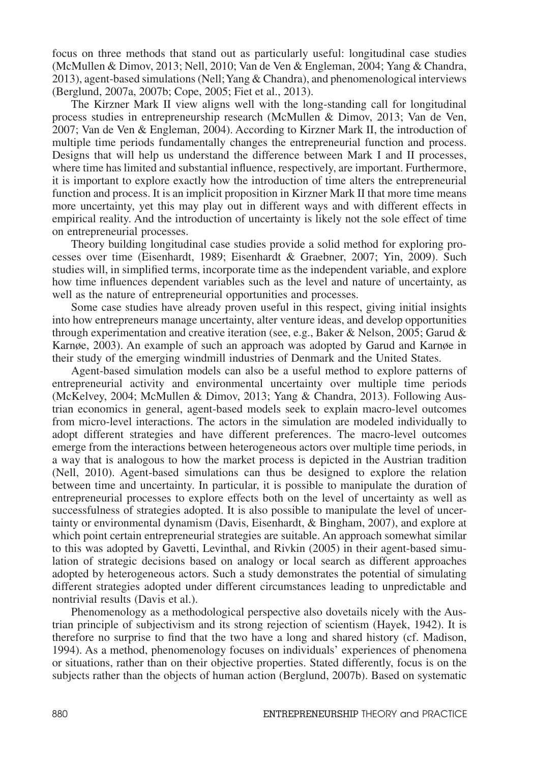focus on three methods that stand out as particularly useful: longitudinal case studies (McMullen & Dimov, 2013; Nell, 2010; Van de Ven & Engleman, 2004; Yang & Chandra, 2013), agent-based simulations (Nell; Yang & Chandra), and phenomenological interviews (Berglund, 2007a, 2007b; Cope, 2005; Fiet et al., 2013).

The Kirzner Mark II view aligns well with the long-standing call for longitudinal process studies in entrepreneurship research (McMullen & Dimov, 2013; Van de Ven, 2007; Van de Ven & Engleman, 2004). According to Kirzner Mark II, the introduction of multiple time periods fundamentally changes the entrepreneurial function and process. Designs that will help us understand the difference between Mark I and II processes, where time has limited and substantial influence, respectively, are important. Furthermore, it is important to explore exactly how the introduction of time alters the entrepreneurial function and process. It is an implicit proposition in Kirzner Mark II that more time means more uncertainty, yet this may play out in different ways and with different effects in empirical reality. And the introduction of uncertainty is likely not the sole effect of time on entrepreneurial processes.

Theory building longitudinal case studies provide a solid method for exploring processes over time (Eisenhardt, 1989; Eisenhardt & Graebner, 2007; Yin, 2009). Such studies will, in simplified terms, incorporate time as the independent variable, and explore how time influences dependent variables such as the level and nature of uncertainty, as well as the nature of entrepreneurial opportunities and processes.

Some case studies have already proven useful in this respect, giving initial insights into how entrepreneurs manage uncertainty, alter venture ideas, and develop opportunities through experimentation and creative iteration (see, e.g., Baker & Nelson, 2005; Garud & Karnøe, 2003). An example of such an approach was adopted by Garud and Karnøe in their study of the emerging windmill industries of Denmark and the United States.

Agent-based simulation models can also be a useful method to explore patterns of entrepreneurial activity and environmental uncertainty over multiple time periods (McKelvey, 2004; McMullen & Dimov, 2013; Yang & Chandra, 2013). Following Austrian economics in general, agent-based models seek to explain macro-level outcomes from micro-level interactions. The actors in the simulation are modeled individually to adopt different strategies and have different preferences. The macro-level outcomes emerge from the interactions between heterogeneous actors over multiple time periods, in a way that is analogous to how the market process is depicted in the Austrian tradition (Nell, 2010). Agent-based simulations can thus be designed to explore the relation between time and uncertainty. In particular, it is possible to manipulate the duration of entrepreneurial processes to explore effects both on the level of uncertainty as well as successfulness of strategies adopted. It is also possible to manipulate the level of uncertainty or environmental dynamism (Davis, Eisenhardt, & Bingham, 2007), and explore at which point certain entrepreneurial strategies are suitable. An approach somewhat similar to this was adopted by Gavetti, Levinthal, and Rivkin (2005) in their agent-based simulation of strategic decisions based on analogy or local search as different approaches adopted by heterogeneous actors. Such a study demonstrates the potential of simulating different strategies adopted under different circumstances leading to unpredictable and nontrivial results (Davis et al.).

Phenomenology as a methodological perspective also dovetails nicely with the Austrian principle of subjectivism and its strong rejection of scientism (Hayek, 1942). It is therefore no surprise to find that the two have a long and shared history (cf. Madison, 1994). As a method, phenomenology focuses on individuals' experiences of phenomena or situations, rather than on their objective properties. Stated differently, focus is on the subjects rather than the objects of human action (Berglund, 2007b). Based on systematic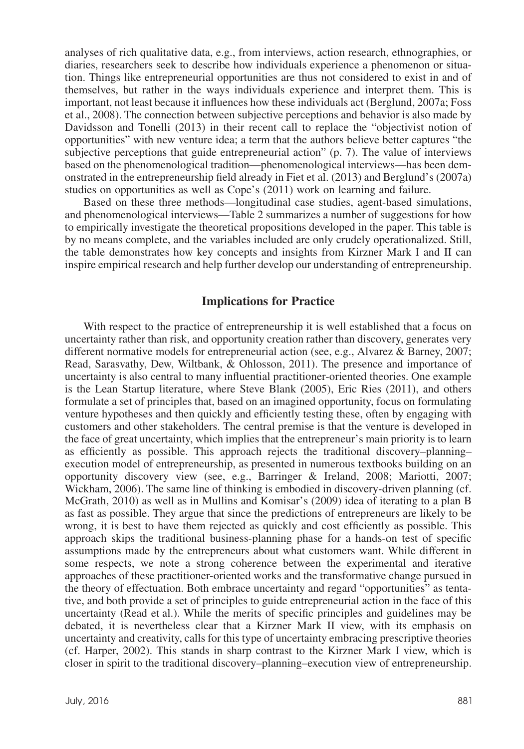analyses of rich qualitative data, e.g., from interviews, action research, ethnographies, or diaries, researchers seek to describe how individuals experience a phenomenon or situation. Things like entrepreneurial opportunities are thus not considered to exist in and of themselves, but rather in the ways individuals experience and interpret them. This is important, not least because it influences how these individuals act (Berglund, 2007a; Foss et al., 2008). The connection between subjective perceptions and behavior is also made by Davidsson and Tonelli (2013) in their recent call to replace the "objectivist notion of opportunities" with new venture idea; a term that the authors believe better captures "the subjective perceptions that guide entrepreneurial action" (p. 7). The value of interviews based on the phenomenological tradition—phenomenological interviews—has been demonstrated in the entrepreneurship field already in Fiet et al. (2013) and Berglund's (2007a) studies on opportunities as well as Cope's (2011) work on learning and failure.

Based on these three methods—longitudinal case studies, agent-based simulations, and phenomenological interviews—Table 2 summarizes a number of suggestions for how to empirically investigate the theoretical propositions developed in the paper. This table is by no means complete, and the variables included are only crudely operationalized. Still, the table demonstrates how key concepts and insights from Kirzner Mark I and II can inspire empirical research and help further develop our understanding of entrepreneurship.

## Implications for Practice

With respect to the practice of entrepreneurship it is well established that a focus on uncertainty rather than risk, and opportunity creation rather than discovery, generates very different normative models for entrepreneurial action (see, e.g., Alvarez & Barney, 2007; Read, Sarasvathy, Dew, Wiltbank, & Ohlosson, 2011). The presence and importance of uncertainty is also central to many influential practitioner-oriented theories. One example is the Lean Startup literature, where Steve Blank (2005), Eric Ries (2011), and others formulate a set of principles that, based on an imagined opportunity, focus on formulating venture hypotheses and then quickly and efficiently testing these, often by engaging with customers and other stakeholders. The central premise is that the venture is developed in the face of great uncertainty, which implies that the entrepreneur's main priority is to learn as efficiently as possible. This approach rejects the traditional discovery–planning–execution model of entrepreneurship, as presented in numerous textbooks building on an opportunity discovery view (see, e.g., Barringer & Ireland, 2008; Mariotti, 2007; Wickham, 2006). The same line of thinking is embodied in discovery-driven planning (cf. McGrath, 2010) as well as in Mullins and Komisar's (2009) idea of iterating to a plan B as fast as possible. They argue that since the predictions of entrepreneurs are likely to be wrong, it is best to have them rejected as quickly and cost efficiently as possible. This approach skips the traditional business-planning phase for a hands-on test of specific assumptions made by the entrepreneurs about what customers want. While different in some respects, we note a strong coherence between the experimental and iterative approaches of these practitioner-oriented works and the transformative change pursued in the theory of effectuation. Both embrace uncertainty and regard "opportunities" as tentative, and both provide a set of principles to guide entrepreneurial action in the face of this uncertainty (Read et al.). While the merits of specific principles and guidelines may be debated, it is nevertheless clear that a Kirzner Mark II view, with its emphasis on uncertainty and creativity, calls for this type of uncertainty embracing prescriptive theories (cf. Harper, 2002). This stands in sharp contrast to the Kirzner Mark I view, which is closer in spirit to the traditional discovery–planning–execution view of entrepreneurship.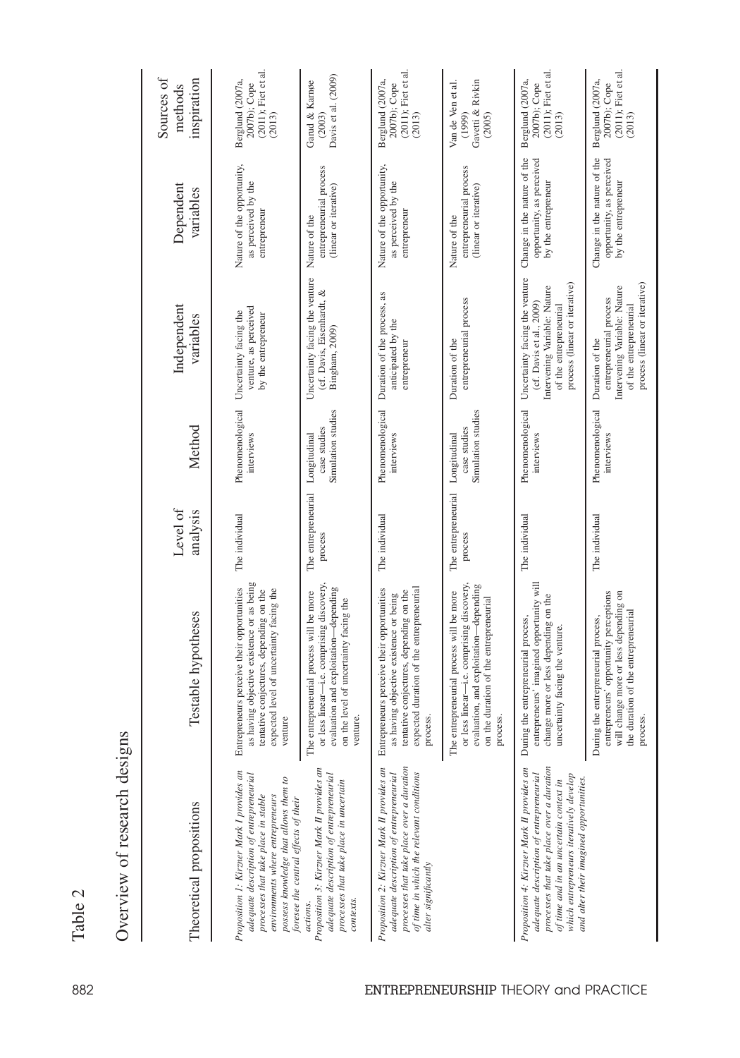Table 2

Overview of research designs

| Theoretical propositions | Testable hypotheses | Level of analysis | Method | Independent variables | Dependent variables | Sources of methods inspiration |
|---|---|---|---|---|---|---|
| *Proposition 1: Kirzner Mark I provides an adequate description of entrepreneurial processes that take place in stable environments where entrepreneurs possess knowledge that allows them to foresee the central effects of their actions.* | Entrepreneurs perceive their opportunities as having objective existence or as being tentative conjectures, depending on the expected level of uncertainty facing the venture | The individual | Phenomenological interviews | Uncertainty facing the venture, as perceived by the entrepreneur | Nature of the opportunity, as perceived by the entrepreneur | Berglund (2007a, 2007b); Cope (2011); Fiet et al. (2013) |
| *Proposition 3: Kirzner Mark II provides an adequate description of entrepreneurial processes that take place in uncertain contexts.* | The entrepreneurial process will be more or less linear—i.e. comprising discovery, evaluation and exploitation—depending on the level of uncertainty facing the venture. | The entrepreneurial process | Longitudinal case studies Simulation studies | Uncertainty facing the venture (cf. Davis, Eisenhardt, & Bingham, 2009) | Nature of the entrepreneurial process (linear or iterative) | Garud & Karnøe (2003) Davis et al. (2009) |
| *Proposition 2: Kirzner Mark II provides an adequate description of entrepreneurial processes that take place over a duration of time in which the relevant conditions alter significantly* | Entrepreneurs perceive their opportunities as having objective existence or being tentative conjectures, depending on the expected duration of the entrepreneurial process. | The individual | Phenomenological interviews | Duration of the process, as anticipated by the entrepreneur | Nature of the opportunity, as perceived by the entrepreneur | Berglund (2007a, 2007b); Cope (2011); Fiet et al. (2013) |
| | The entrepreneurial process will be more or less linear—i.e. comprising discovery, evaluation, and exploitation—depending on the duration of the entrepreneurial process. | The entrepreneurial process | Longitudinal case studies Simulation studies | Duration of the entrepreneurial process | Nature of the entrepreneurial process (linear or iterative) | Van de Ven et al. (1999) Gavetti & Rivkin (2005) |
| *Proposition 4: Kirzner Mark II provides an adequate description of entrepreneurial processes that take place over a duration of time and in an uncertain context in which entrepreneurs iteratively develop and alter their imagined opportunities.* | During the entrepreneurial process, entrepreneurs' imagined opportunity will change more or less depending on the uncertainty facing the venture. | The individual | Phenomenological interviews | Uncertainty facing the venture (cf. Davis et al., 2009) Intervening Variable: Nature of the entrepreneurial process (linear or iterative) | Change in the nature of the opportunity, as perceived by the entrepreneur | Berglund (2007a, 2007b); Cope (2011); Fiet et al. (2013) |
| | During the entrepreneurial process, entrepreneurs' opportunity perceptions will change more or less depending on the duration of the entrepreneurial process. | The individual | Phenomenological interviews | Duration of the entrepreneurial process Intervening Variable: Nature of the entrepreneurial process (linear or iterative) | Change in the nature of the opportunity, as perceived by the entrepreneur | Berglund (2007a, 2007b); Cope (2011); Fiet et al. (2013) |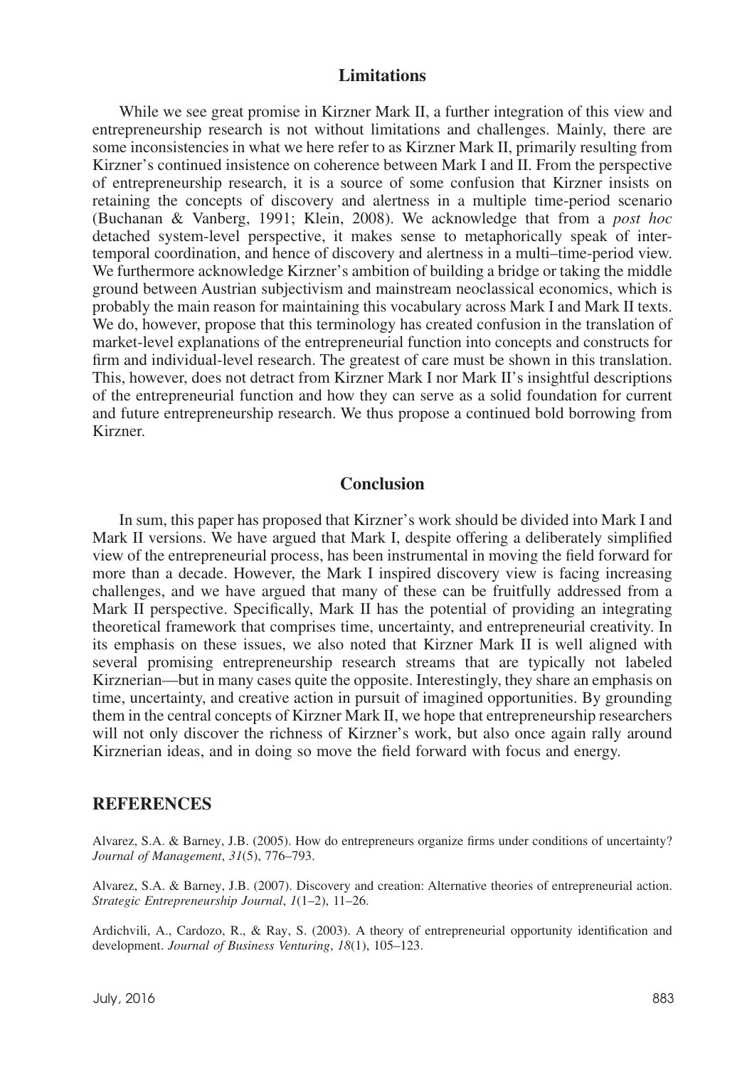## Limitations

While we see great promise in Kirzner Mark II, a further integration of this view and entrepreneurship research is not without limitations and challenges. Mainly, there are some inconsistencies in what we here refer to as Kirzner Mark II, primarily resulting from Kirzner's continued insistence on coherence between Mark I and II. From the perspective of entrepreneurship research, it is a source of some confusion that Kirzner insists on retaining the concepts of discovery and alertness in a multiple time-period scenario (Buchanan & Vanberg, 1991; Klein, 2008). We acknowledge that from a *post hoc* detached system-level perspective, it makes sense to metaphorically speak of inter-temporal coordination, and hence of discovery and alertness in a multi–time-period view. We furthermore acknowledge Kirzner's ambition of building a bridge or taking the middle ground between Austrian subjectivism and mainstream neoclassical economics, which is probably the main reason for maintaining this vocabulary across Mark I and Mark II texts. We do, however, propose that this terminology has created confusion in the translation of market-level explanations of the entrepreneurial function into concepts and constructs for firm and individual-level research. The greatest of care must be shown in this translation. This, however, does not detract from Kirzner Mark I nor Mark II's insightful descriptions of the entrepreneurial function and how they can serve as a solid foundation for current and future entrepreneurship research. We thus propose a continued bold borrowing from Kirzner.

## Conclusion

In sum, this paper has proposed that Kirzner's work should be divided into Mark I and Mark II versions. We have argued that Mark I, despite offering a deliberately simplified view of the entrepreneurial process, has been instrumental in moving the field forward for more than a decade. However, the Mark I inspired discovery view is facing increasing challenges, and we have argued that many of these can be fruitfully addressed from a Mark II perspective. Specifically, Mark II has the potential of providing an integrating theoretical framework that comprises time, uncertainty, and entrepreneurial creativity. In its emphasis on these issues, we also noted that Kirzner Mark II is well aligned with several promising entrepreneurship research streams that are typically not labeled Kirznerian—but in many cases quite the opposite. Interestingly, they share an emphasis on time, uncertainty, and creative action in pursuit of imagined opportunities. By grounding them in the central concepts of Kirzner Mark II, we hope that entrepreneurship researchers will not only discover the richness of Kirzner's work, but also once again rally around Kirznerian ideas, and in doing so move the field forward with focus and energy.

## REFERENCES

Alvarez, S.A. & Barney, J.B. (2005). How do entrepreneurs organize firms under conditions of uncertainty? *Journal of Management*, *31*(5), 776–793.

Alvarez, S.A. & Barney, J.B. (2007). Discovery and creation: Alternative theories of entrepreneurial action. *Strategic Entrepreneurship Journal*, *1*(1–2), 11–26.

Ardichvili, A., Cardozo, R., & Ray, S. (2003). A theory of entrepreneurial opportunity identification and development. *Journal of Business Venturing*, *18*(1), 105–123.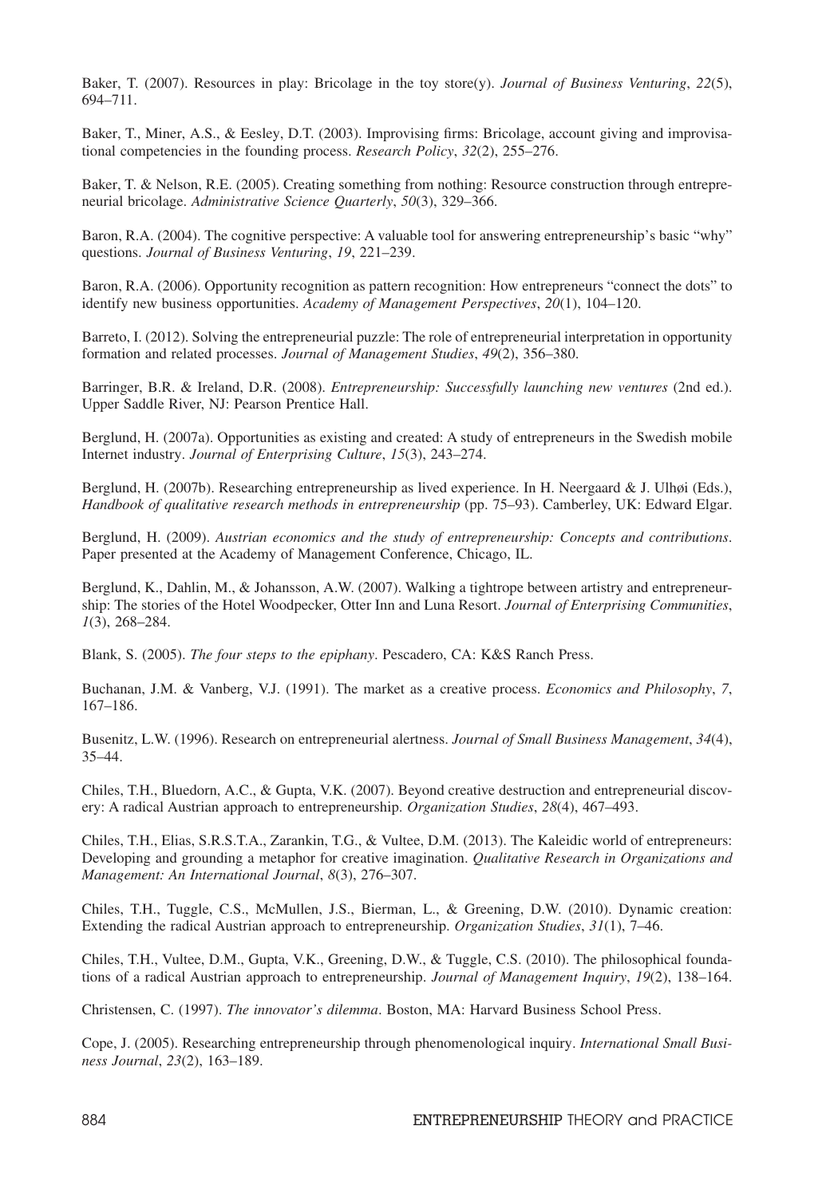Baker, T. (2007). Resources in play: Bricolage in the toy store(y). *Journal of Business Venturing*, *22*(5), 694–711.

Baker, T., Miner, A.S., & Eesley, D.T. (2003). Improvising firms: Bricolage, account giving and improvisational competencies in the founding process. *Research Policy*, *32*(2), 255–276.

Baker, T. & Nelson, R.E. (2005). Creating something from nothing: Resource construction through entrepreneurial bricolage. *Administrative Science Quarterly*, *50*(3), 329–366.

Baron, R.A. (2004). The cognitive perspective: A valuable tool for answering entrepreneurship's basic "why" questions. *Journal of Business Venturing*, *19*, 221–239.

Baron, R.A. (2006). Opportunity recognition as pattern recognition: How entrepreneurs "connect the dots" to identify new business opportunities. *Academy of Management Perspectives*, *20*(1), 104–120.

Barreto, I. (2012). Solving the entrepreneurial puzzle: The role of entrepreneurial interpretation in opportunity formation and related processes. *Journal of Management Studies*, *49*(2), 356–380.

Barringer, B.R. & Ireland, D.R. (2008). *Entrepreneurship: Successfully launching new ventures* (2nd ed.). Upper Saddle River, NJ: Pearson Prentice Hall.

Berglund, H. (2007a). Opportunities as existing and created: A study of entrepreneurs in the Swedish mobile Internet industry. *Journal of Enterprising Culture*, *15*(3), 243–274.

Berglund, H. (2007b). Researching entrepreneurship as lived experience. In H. Neergaard & J. Ulhøi (Eds.), *Handbook of qualitative research methods in entrepreneurship* (pp. 75–93). Camberley, UK: Edward Elgar.

Berglund, H. (2009). *Austrian economics and the study of entrepreneurship: Concepts and contributions*. Paper presented at the Academy of Management Conference, Chicago, IL.

Berglund, K., Dahlin, M., & Johansson, A.W. (2007). Walking a tightrope between artistry and entrepreneurship: The stories of the Hotel Woodpecker, Otter Inn and Luna Resort. *Journal of Enterprising Communities*, *1*(3), 268–284.

Blank, S. (2005). *The four steps to the epiphany*. Pescadero, CA: K&S Ranch Press.

Buchanan, J.M. & Vanberg, V.J. (1991). The market as a creative process. *Economics and Philosophy*, *7*, 167–186.

Busenitz, L.W. (1996). Research on entrepreneurial alertness. *Journal of Small Business Management*, *34*(4), 35–44.

Chiles, T.H., Bluedorn, A.C., & Gupta, V.K. (2007). Beyond creative destruction and entrepreneurial discovery: A radical Austrian approach to entrepreneurship. *Organization Studies*, *28*(4), 467–493.

Chiles, T.H., Elias, S.R.S.T.A., Zarankin, T.G., & Vultee, D.M. (2013). The Kaleidic world of entrepreneurs: Developing and grounding a metaphor for creative imagination. *Qualitative Research in Organizations and Management: An International Journal*, *8*(3), 276–307.

Chiles, T.H., Tuggle, C.S., McMullen, J.S., Bierman, L., & Greening, D.W. (2010). Dynamic creation: Extending the radical Austrian approach to entrepreneurship. *Organization Studies*, *31*(1), 7–46.

Chiles, T.H., Vultee, D.M., Gupta, V.K., Greening, D.W., & Tuggle, C.S. (2010). The philosophical foundations of a radical Austrian approach to entrepreneurship. *Journal of Management Inquiry*, *19*(2), 138–164.

Christensen, C. (1997). *The innovator's dilemma*. Boston, MA: Harvard Business School Press.

Cope, J. (2005). Researching entrepreneurship through phenomenological inquiry. *International Small Business Journal*, *23*(2), 163–189.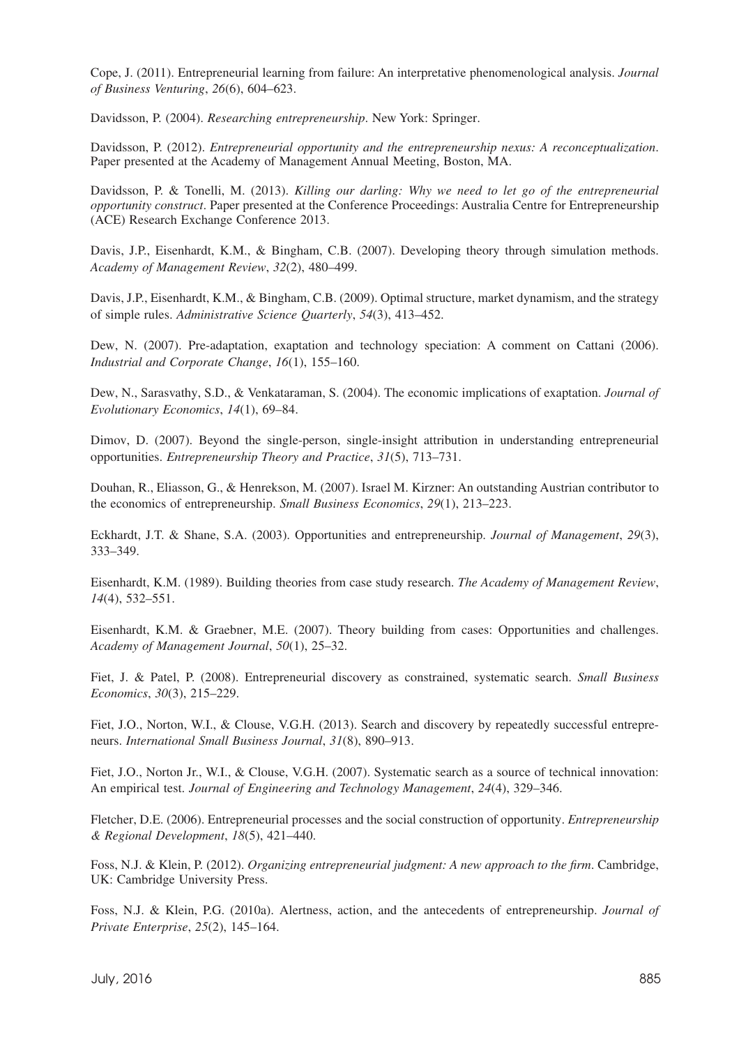Cope, J. (2011). Entrepreneurial learning from failure: An interpretative phenomenological analysis. *Journal of Business Venturing*, *26*(6), 604–623.

Davidsson, P. (2004). *Researching entrepreneurship*. New York: Springer.

Davidsson, P. (2012). *Entrepreneurial opportunity and the entrepreneurship nexus: A reconceptualization*. Paper presented at the Academy of Management Annual Meeting, Boston, MA.

Davidsson, P. & Tonelli, M. (2013). *Killing our darling: Why we need to let go of the entrepreneurial opportunity construct*. Paper presented at the Conference Proceedings: Australia Centre for Entrepreneurship (ACE) Research Exchange Conference 2013.

Davis, J.P., Eisenhardt, K.M., & Bingham, C.B. (2007). Developing theory through simulation methods. *Academy of Management Review*, *32*(2), 480–499.

Davis, J.P., Eisenhardt, K.M., & Bingham, C.B. (2009). Optimal structure, market dynamism, and the strategy of simple rules. *Administrative Science Quarterly*, *54*(3), 413–452.

Dew, N. (2007). Pre-adaptation, exaptation and technology speciation: A comment on Cattani (2006). *Industrial and Corporate Change*, *16*(1), 155–160.

Dew, N., Sarasvathy, S.D., & Venkataraman, S. (2004). The economic implications of exaptation. *Journal of Evolutionary Economics*, *14*(1), 69–84.

Dimov, D. (2007). Beyond the single-person, single-insight attribution in understanding entrepreneurial opportunities. *Entrepreneurship Theory and Practice*, *31*(5), 713–731.

Douhan, R., Eliasson, G., & Henrekson, M. (2007). Israel M. Kirzner: An outstanding Austrian contributor to the economics of entrepreneurship. *Small Business Economics*, *29*(1), 213–223.

Eckhardt, J.T. & Shane, S.A. (2003). Opportunities and entrepreneurship. *Journal of Management*, *29*(3), 333–349.

Eisenhardt, K.M. (1989). Building theories from case study research. *The Academy of Management Review*, *14*(4), 532–551.

Eisenhardt, K.M. & Graebner, M.E. (2007). Theory building from cases: Opportunities and challenges. *Academy of Management Journal*, *50*(1), 25–32.

Fiet, J. & Patel, P. (2008). Entrepreneurial discovery as constrained, systematic search. *Small Business Economics*, *30*(3), 215–229.

Fiet, J.O., Norton, W.I., & Clouse, V.G.H. (2013). Search and discovery by repeatedly successful entrepreneurs. *International Small Business Journal*, *31*(8), 890–913.

Fiet, J.O., Norton Jr., W.I., & Clouse, V.G.H. (2007). Systematic search as a source of technical innovation: An empirical test. *Journal of Engineering and Technology Management*, *24*(4), 329–346.

Fletcher, D.E. (2006). Entrepreneurial processes and the social construction of opportunity. *Entrepreneurship & Regional Development*, *18*(5), 421–440.

Foss, N.J. & Klein, P. (2012). *Organizing entrepreneurial judgment: A new approach to the firm*. Cambridge, UK: Cambridge University Press.

Foss, N.J. & Klein, P.G. (2010a). Alertness, action, and the antecedents of entrepreneurship. *Journal of Private Enterprise*, *25*(2), 145–164.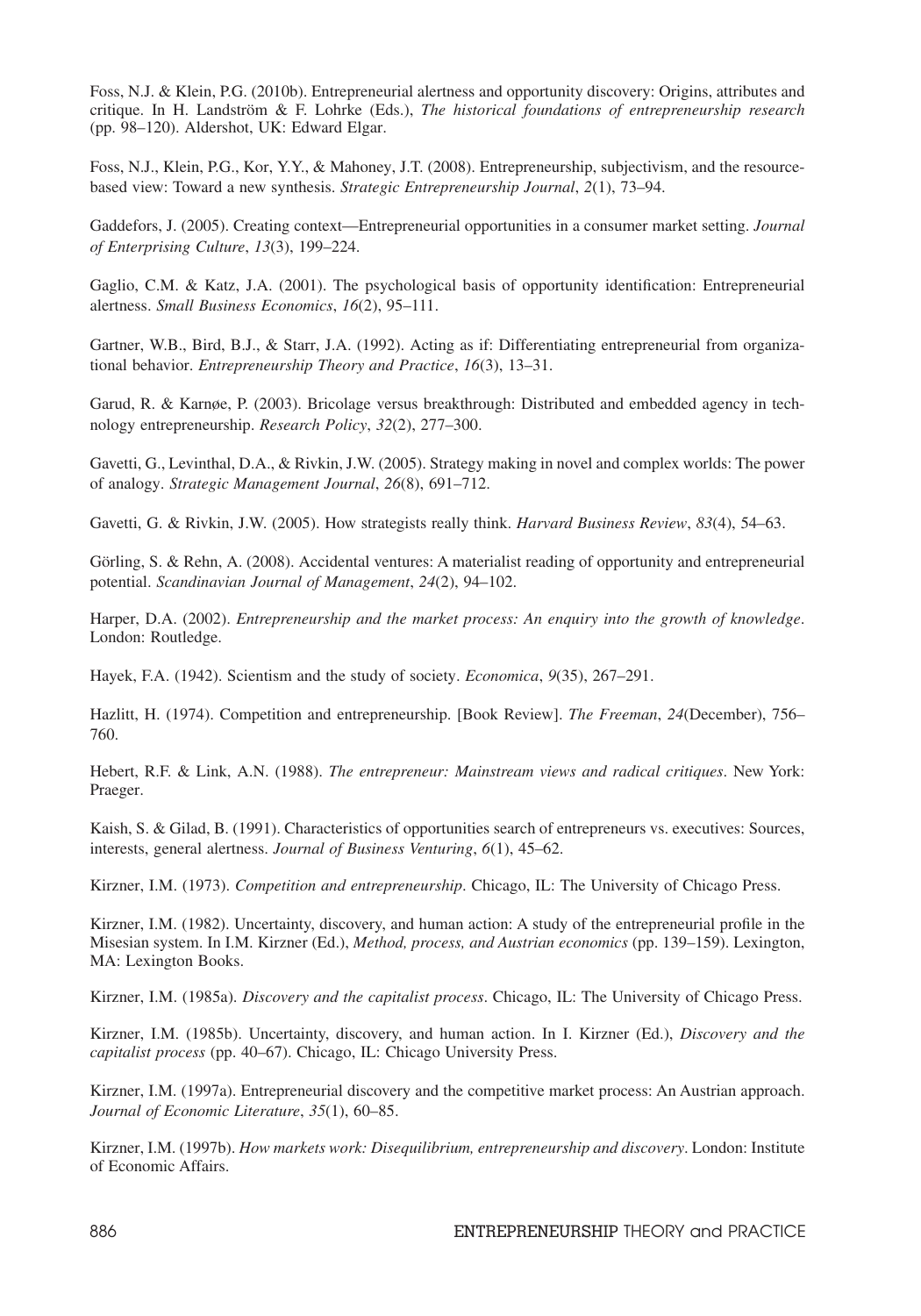Foss, N.J. & Klein, P.G. (2010b). Entrepreneurial alertness and opportunity discovery: Origins, attributes and critique. In H. Landström & F. Lohrke (Eds.), *The historical foundations of entrepreneurship research* (pp. 98–120). Aldershot, UK: Edward Elgar.

Foss, N.J., Klein, P.G., Kor, Y.Y., & Mahoney, J.T. (2008). Entrepreneurship, subjectivism, and the resource-based view: Toward a new synthesis. *Strategic Entrepreneurship Journal*, *2*(1), 73–94.

Gaddefors, J. (2005). Creating context—Entrepreneurial opportunities in a consumer market setting. *Journal of Enterprising Culture*, *13*(3), 199–224.

Gaglio, C.M. & Katz, J.A. (2001). The psychological basis of opportunity identification: Entrepreneurial alertness. *Small Business Economics*, *16*(2), 95–111.

Gartner, W.B., Bird, B.J., & Starr, J.A. (1992). Acting as if: Differentiating entrepreneurial from organizational behavior. *Entrepreneurship Theory and Practice*, *16*(3), 13–31.

Garud, R. & Karnøe, P. (2003). Bricolage versus breakthrough: Distributed and embedded agency in technology entrepreneurship. *Research Policy*, *32*(2), 277–300.

Gavetti, G., Levinthal, D.A., & Rivkin, J.W. (2005). Strategy making in novel and complex worlds: The power of analogy. *Strategic Management Journal*, *26*(8), 691–712.

Gavetti, G. & Rivkin, J.W. (2005). How strategists really think. *Harvard Business Review*, *83*(4), 54–63.

Görling, S. & Rehn, A. (2008). Accidental ventures: A materialist reading of opportunity and entrepreneurial potential. *Scandinavian Journal of Management*, *24*(2), 94–102.

Harper, D.A. (2002). *Entrepreneurship and the market process: An enquiry into the growth of knowledge*. London: Routledge.

Hayek, F.A. (1942). Scientism and the study of society. *Economica*, *9*(35), 267–291.

Hazlitt, H. (1974). Competition and entrepreneurship. [Book Review]. *The Freeman*, *24*(December), 756–760.

Hebert, R.F. & Link, A.N. (1988). *The entrepreneur: Mainstream views and radical critiques*. New York: Praeger.

Kaish, S. & Gilad, B. (1991). Characteristics of opportunities search of entrepreneurs vs. executives: Sources, interests, general alertness. *Journal of Business Venturing*, *6*(1), 45–62.

Kirzner, I.M. (1973). *Competition and entrepreneurship*. Chicago, IL: The University of Chicago Press.

Kirzner, I.M. (1982). Uncertainty, discovery, and human action: A study of the entrepreneurial profile in the Misesian system. In I.M. Kirzner (Ed.), *Method, process, and Austrian economics* (pp. 139–159). Lexington, MA: Lexington Books.

Kirzner, I.M. (1985a). *Discovery and the capitalist process*. Chicago, IL: The University of Chicago Press.

Kirzner, I.M. (1985b). Uncertainty, discovery, and human action. In I. Kirzner (Ed.), *Discovery and the capitalist process* (pp. 40–67). Chicago, IL: Chicago University Press.

Kirzner, I.M. (1997a). Entrepreneurial discovery and the competitive market process: An Austrian approach. *Journal of Economic Literature*, *35*(1), 60–85.

Kirzner, I.M. (1997b). *How markets work: Disequilibrium, entrepreneurship and discovery*. London: Institute of Economic Affairs.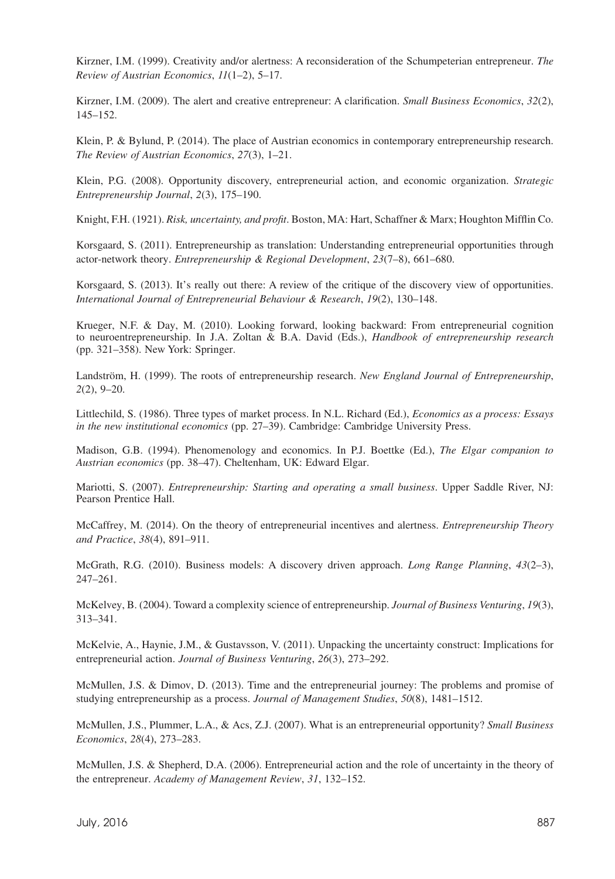Kirzner, I.M. (1999). Creativity and/or alertness: A reconsideration of the Schumpeterian entrepreneur. *The Review of Austrian Economics*, *11*(1–2), 5–17.

Kirzner, I.M. (2009). The alert and creative entrepreneur: A clarification. *Small Business Economics*, *32*(2), 145–152.

Klein, P. & Bylund, P. (2014). The place of Austrian economics in contemporary entrepreneurship research. *The Review of Austrian Economics*, *27*(3), 1–21.

Klein, P.G. (2008). Opportunity discovery, entrepreneurial action, and economic organization. *Strategic Entrepreneurship Journal*, *2*(3), 175–190.

Knight, F.H. (1921). *Risk, uncertainty, and profit*. Boston, MA: Hart, Schaffner & Marx; Houghton Mifflin Co.

Korsgaard, S. (2011). Entrepreneurship as translation: Understanding entrepreneurial opportunities through actor-network theory. *Entrepreneurship & Regional Development*, *23*(7–8), 661–680.

Korsgaard, S. (2013). It's really out there: A review of the critique of the discovery view of opportunities. *International Journal of Entrepreneurial Behaviour & Research*, *19*(2), 130–148.

Krueger, N.F. & Day, M. (2010). Looking forward, looking backward: From entrepreneurial cognition to neuroentrepreneurship. In J.A. Zoltan & B.A. David (Eds.), *Handbook of entrepreneurship research* (pp. 321–358). New York: Springer.

Landström, H. (1999). The roots of entrepreneurship research. *New England Journal of Entrepreneurship*, *2*(2), 9–20.

Littlechild, S. (1986). Three types of market process. In N.L. Richard (Ed.), *Economics as a process: Essays in the new institutional economics* (pp. 27–39). Cambridge: Cambridge University Press.

Madison, G.B. (1994). Phenomenology and economics. In P.J. Boettke (Ed.), *The Elgar companion to Austrian economics* (pp. 38–47). Cheltenham, UK: Edward Elgar.

Mariotti, S. (2007). *Entrepreneurship: Starting and operating a small business*. Upper Saddle River, NJ: Pearson Prentice Hall.

McCaffrey, M. (2014). On the theory of entrepreneurial incentives and alertness. *Entrepreneurship Theory and Practice*, *38*(4), 891–911.

McGrath, R.G. (2010). Business models: A discovery driven approach. *Long Range Planning*, *43*(2–3), 247–261.

McKelvey, B. (2004). Toward a complexity science of entrepreneurship. *Journal of Business Venturing*, *19*(3), 313–341.

McKelvie, A., Haynie, J.M., & Gustavsson, V. (2011). Unpacking the uncertainty construct: Implications for entrepreneurial action. *Journal of Business Venturing*, *26*(3), 273–292.

McMullen, J.S. & Dimov, D. (2013). Time and the entrepreneurial journey: The problems and promise of studying entrepreneurship as a process. *Journal of Management Studies*, *50*(8), 1481–1512.

McMullen, J.S., Plummer, L.A., & Acs, Z.J. (2007). What is an entrepreneurial opportunity? *Small Business Economics*, *28*(4), 273–283.

McMullen, J.S. & Shepherd, D.A. (2006). Entrepreneurial action and the role of uncertainty in the theory of the entrepreneur. *Academy of Management Review*, *31*, 132–152.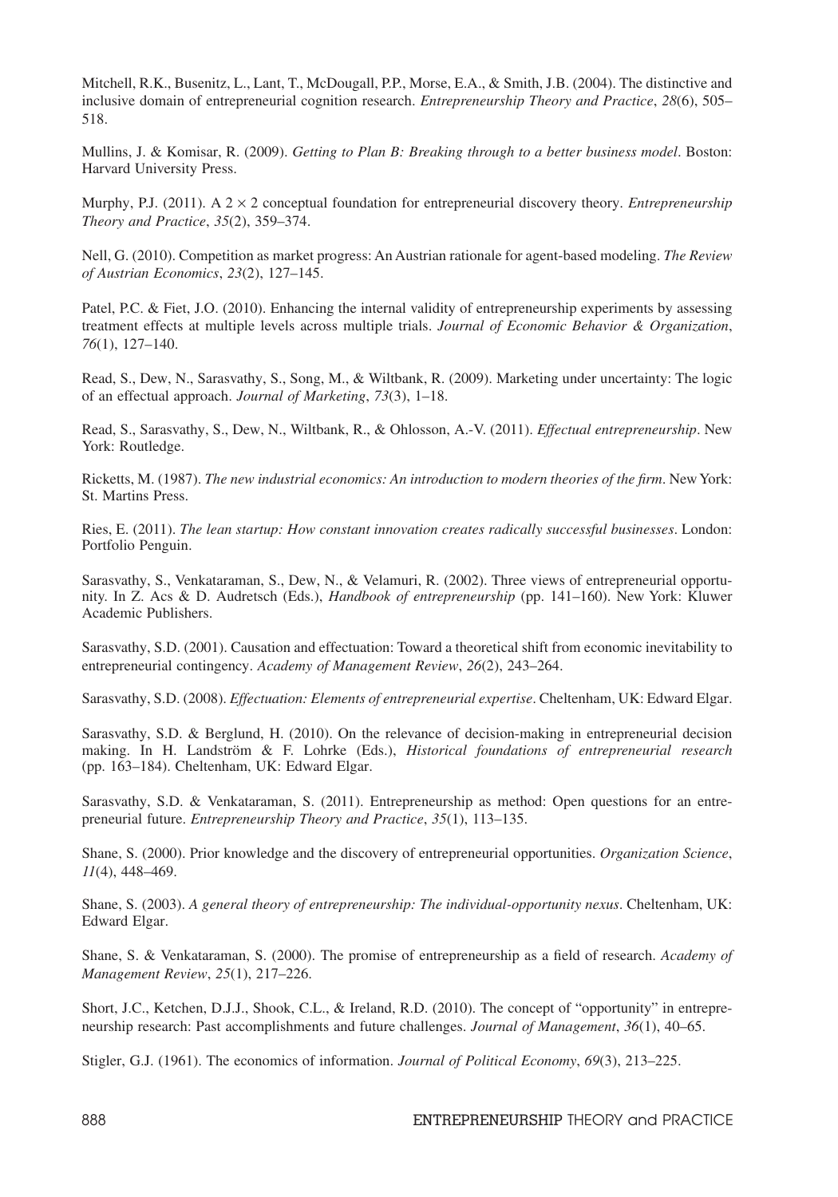Mitchell, R.K., Busenitz, L., Lant, T., McDougall, P.P., Morse, E.A., & Smith, J.B. (2004). The distinctive and inclusive domain of entrepreneurial cognition research. *Entrepreneurship Theory and Practice*, *28*(6), 505–518.

Mullins, J. & Komisar, R. (2009). *Getting to Plan B: Breaking through to a better business model*. Boston: Harvard University Press.

Murphy, P.J. (2011). A $2 \times 2$ conceptual foundation for entrepreneurial discovery theory. *Entrepreneurship Theory and Practice*, *35*(2), 359–374.

Nell, G. (2010). Competition as market progress: An Austrian rationale for agent-based modeling. *The Review of Austrian Economics*, *23*(2), 127–145.

Patel, P.C. & Fiet, J.O. (2010). Enhancing the internal validity of entrepreneurship experiments by assessing treatment effects at multiple levels across multiple trials. *Journal of Economic Behavior & Organization*, *76*(1), 127–140.

Read, S., Dew, N., Sarasvathy, S., Song, M., & Wiltbank, R. (2009). Marketing under uncertainty: The logic of an effectual approach. *Journal of Marketing*, *73*(3), 1–18.

Read, S., Sarasvathy, S., Dew, N., Wiltbank, R., & Ohlosson, A.-V. (2011). *Effectual entrepreneurship*. New York: Routledge.

Ricketts, M. (1987). *The new industrial economics: An introduction to modern theories of the firm*. New York: St. Martins Press.

Ries, E. (2011). *The lean startup: How constant innovation creates radically successful businesses*. London: Portfolio Penguin.

Sarasvathy, S., Venkataraman, S., Dew, N., & Velamuri, R. (2002). Three views of entrepreneurial opportunity. In Z. Acs & D. Audretsch (Eds.), *Handbook of entrepreneurship* (pp. 141–160). New York: Kluwer Academic Publishers.

Sarasvathy, S.D. (2001). Causation and effectuation: Toward a theoretical shift from economic inevitability to entrepreneurial contingency. *Academy of Management Review*, *26*(2), 243–264.

Sarasvathy, S.D. (2008). *Effectuation: Elements of entrepreneurial expertise*. Cheltenham, UK: Edward Elgar.

Sarasvathy, S.D. & Berglund, H. (2010). On the relevance of decision-making in entrepreneurial decision making. In H. Landström & F. Lohrke (Eds.), *Historical foundations of entrepreneurial research* (pp. 163–184). Cheltenham, UK: Edward Elgar.

Sarasvathy, S.D. & Venkataraman, S. (2011). Entrepreneurship as method: Open questions for an entrepreneurial future. *Entrepreneurship Theory and Practice*, *35*(1), 113–135.

Shane, S. (2000). Prior knowledge and the discovery of entrepreneurial opportunities. *Organization Science*, *11*(4), 448–469.

Shane, S. (2003). *A general theory of entrepreneurship: The individual-opportunity nexus*. Cheltenham, UK: Edward Elgar.

Shane, S. & Venkataraman, S. (2000). The promise of entrepreneurship as a field of research. *Academy of Management Review*, *25*(1), 217–226.

Short, J.C., Ketchen, D.J.J., Shook, C.L., & Ireland, R.D. (2010). The concept of "opportunity" in entrepreneurship research: Past accomplishments and future challenges. *Journal of Management*, *36*(1), 40–65.

Stigler, G.J. (1961). The economics of information. *Journal of Political Economy*, *69*(3), 213–225.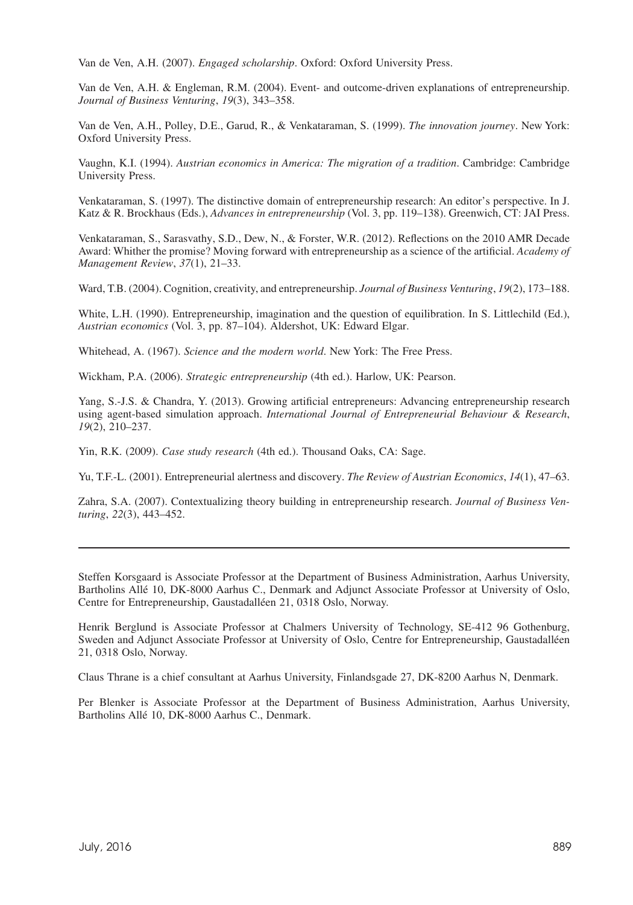Van de Ven, A.H. (2007). *Engaged scholarship*. Oxford: Oxford University Press.

Van de Ven, A.H. & Engleman, R.M. (2004). Event- and outcome-driven explanations of entrepreneurship. *Journal of Business Venturing*, *19*(3), 343–358.

Van de Ven, A.H., Polley, D.E., Garud, R., & Venkataraman, S. (1999). *The innovation journey*. New York: Oxford University Press.

Vaughn, K.I. (1994). *Austrian economics in America: The migration of a tradition*. Cambridge: Cambridge University Press.

Venkataraman, S. (1997). The distinctive domain of entrepreneurship research: An editor's perspective. In J. Katz & R. Brockhaus (Eds.), *Advances in entrepreneurship* (Vol. 3, pp. 119–138). Greenwich, CT: JAI Press.

Venkataraman, S., Sarasvathy, S.D., Dew, N., & Forster, W.R. (2012). Reflections on the 2010 AMR Decade Award: Whither the promise? Moving forward with entrepreneurship as a science of the artificial. *Academy of Management Review*, *37*(1), 21–33.

Ward, T.B. (2004). Cognition, creativity, and entrepreneurship. *Journal of Business Venturing*, *19*(2), 173–188.

White, L.H. (1990). Entrepreneurship, imagination and the question of equilibration. In S. Littlechild (Ed.), *Austrian economics* (Vol. 3, pp. 87–104). Aldershot, UK: Edward Elgar.

Whitehead, A. (1967). *Science and the modern world*. New York: The Free Press.

Wickham, P.A. (2006). *Strategic entrepreneurship* (4th ed.). Harlow, UK: Pearson.

Yang, S.-J.S. & Chandra, Y. (2013). Growing artificial entrepreneurs: Advancing entrepreneurship research using agent-based simulation approach. *International Journal of Entrepreneurial Behaviour & Research*, *19*(2), 210–237.

Yin, R.K. (2009). *Case study research* (4th ed.). Thousand Oaks, CA: Sage.

Yu, T.F.-L. (2001). Entrepreneurial alertness and discovery. *The Review of Austrian Economics*, *14*(1), 47–63.

Zahra, S.A. (2007). Contextualizing theory building in entrepreneurship research. *Journal of Business Venturing*, *22*(3), 443–452.

---

Steffen Korsgaard is Associate Professor at the Department of Business Administration, Aarhus University, Bartholins Allé 10, DK-8000 Aarhus C., Denmark and Adjunct Associate Professor at University of Oslo, Centre for Entrepreneurship, Gaustadalléen 21, 0318 Oslo, Norway.

Henrik Berglund is Associate Professor at Chalmers University of Technology, SE-412 96 Gothenburg, Sweden and Adjunct Associate Professor at University of Oslo, Centre for Entrepreneurship, Gaustadalléen 21, 0318 Oslo, Norway.

Claus Thrane is a chief consultant at Aarhus University, Finlandsgade 27, DK-8200 Aarhus N, Denmark.

Per Blenker is Associate Professor at the Department of Business Administration, Aarhus University, Bartholins Allé 10, DK-8000 Aarhus C., Denmark.